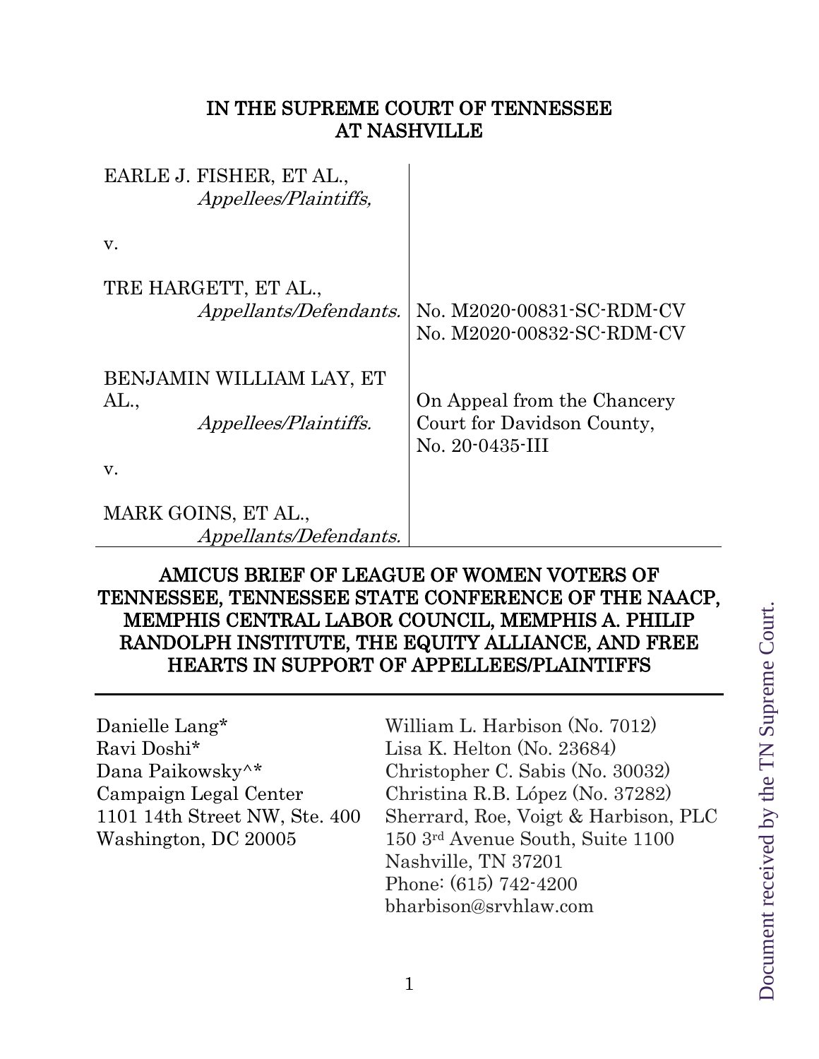# IN THE SUPREME COURT OF TENNESSEE
# AT NASHVILLE

| | |
|---|---|
| EARLE J. FISHER, ET AL., *Appellees/Plaintiffs,* | |
| v. | |
| TRE HARGETT, ET AL., *Appellants/Defendants.* | No. M2020-00831-SC-RDM-CV No. M2020-00832-SC-RDM-CV |
| BENJAMIN WILLIAM LAY, ET AL., *Appellees/Plaintiffs.* | On Appeal from the Chancery Court for Davidson County, No. 20-0435-III |
| v. | |
| MARK GOINS, ET AL., *Appellants/Defendants.* | |

## AMICUS BRIEF OF LEAGUE OF WOMEN VOTERS OF TENNESSEE, TENNESSEE STATE CONFERENCE OF THE NAACP, MEMPHIS CENTRAL LABOR COUNCIL, MEMPHIS A. PHILIP RANDOLPH INSTITUTE, THE EQUITY ALLIANCE, AND FREE HEARTS IN SUPPORT OF APPELLEES/PLAINTIFFS

Danielle Lang*
Ravi Doshi*
Dana Paikowsky^*
Campaign Legal Center
1101 14th Street NW, Ste. 400
Washington, DC 20005

William L. Harbison (No. 7012)
Lisa K. Helton (No. 23684)
Christopher C. Sabis (No. 30032)
Christina R.B. López (No. 37282)
Sherrard, Roe, Voigt & Harbison, PLC
150 3rd Avenue South, Suite 1100
Nashville, TN 37201
Phone: (615) 742-4200
bharbison@srvhlaw.com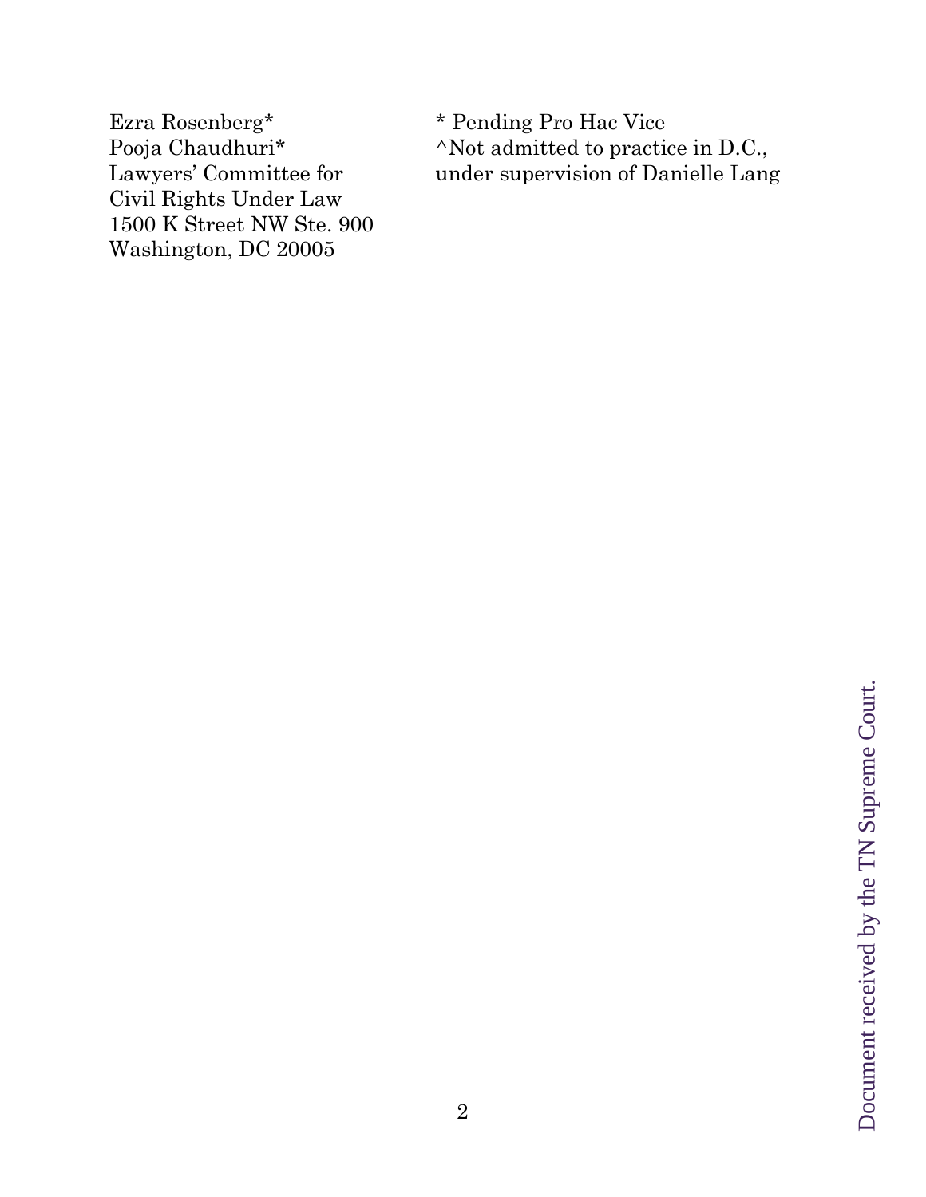Ezra Rosenberg*
Pooja Chaudhuri*
Lawyers' Committee for
Civil Rights Under Law
1500 K Street NW Ste. 900
Washington, DC 20005

* Pending Pro Hac Vice
^Not admitted to practice in D.C.,
under supervision of Danielle Lang

Document received by the TN Supreme Court.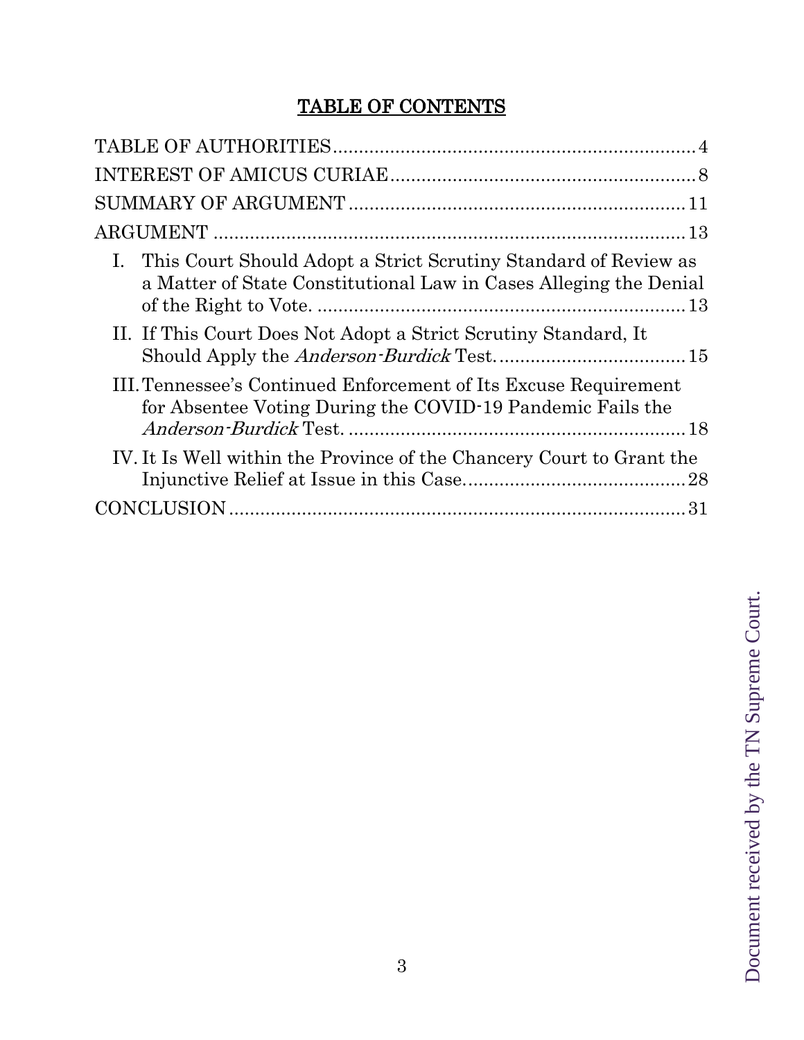# TABLE OF CONTENTS

TABLE OF AUTHORITIES .......... 4

INTEREST OF AMICUS CURIAE .......... 8

SUMMARY OF ARGUMENT .......... 11

ARGUMENT .......... 13

I. This Court Should Adopt a Strict Scrutiny Standard of Review as a Matter of State Constitutional Law in Cases Alleging the Denial of the Right to Vote. .......... 13

II. If This Court Does Not Adopt a Strict Scrutiny Standard, It Should Apply the *Anderson-Burdick* Test. .......... 15

III. Tennessee's Continued Enforcement of Its Excuse Requirement for Absentee Voting During the COVID-19 Pandemic Fails the *Anderson-Burdick* Test. .......... 18

IV. It Is Well within the Province of the Chancery Court to Grant the Injunctive Relief at Issue in this Case. .......... 28

CONCLUSION .......... 31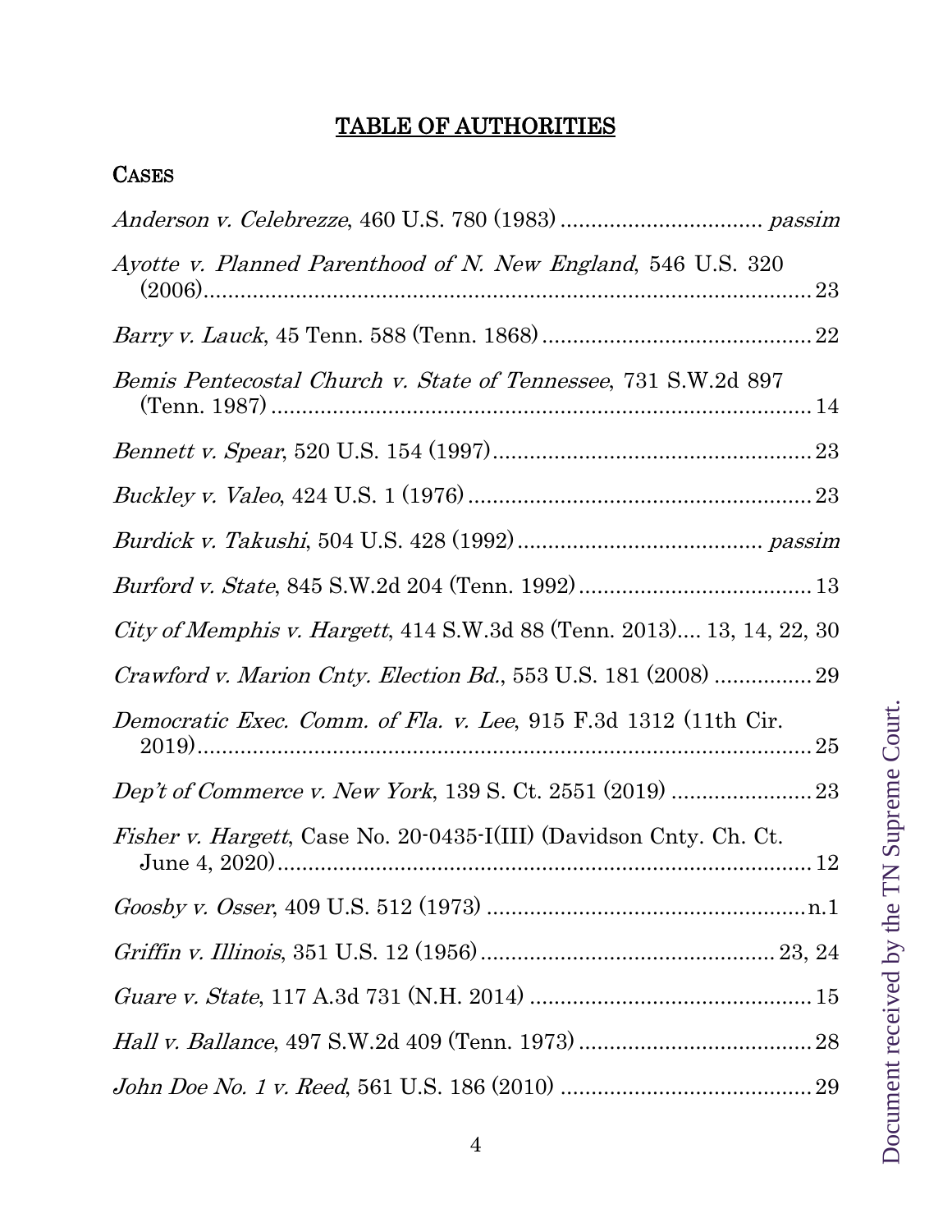## TABLE OF AUTHORITIES

### CASES

*Anderson v. Celebrezze*, 460 U.S. 780 (1983) ................................ *passim*

*Ayotte v. Planned Parenthood of N. New England*, 546 U.S. 320 (2006) ........................................................................................ 23

*Barry v. Lauck*, 45 Tenn. 588 (Tenn. 1868) ........................................... 22

*Bemis Pentecostal Church v. State of Tennessee*, 731 S.W.2d 897 (Tenn. 1987) ........................................................................................ 14

*Bennett v. Spear*, 520 U.S. 154 (1997) .................................................... 23

*Buckley v. Valeo*, 424 U.S. 1 (1976) ........................................................ 23

*Burdick v. Takushi*, 504 U.S. 428 (1992) ....................................... *passim*

*Burford v. State*, 845 S.W.2d 204 (Tenn. 1992) ...................................... 13

*City of Memphis v. Hargett*, 414 S.W.3d 88 (Tenn. 2013).... 13, 14, 22, 30

*Crawford v. Marion Cnty. Election Bd.*, 553 U.S. 181 (2008) ................ 29

*Democratic Exec. Comm. of Fla. v. Lee*, 915 F.3d 1312 (11th Cir. 2019) ........................................................................................ 25

*Dep't of Commerce v. New York*, 139 S. Ct. 2551 (2019) ....................... 23

*Fisher v. Hargett*, Case No. 20-0435-I(III) (Davidson Cnty. Ch. Ct. June 4, 2020) ........................................................................................ 12

*Goosby v. Osser*, 409 U.S. 512 (1973) ................................................... n.1

*Griffin v. Illinois*, 351 U.S. 12 (1956) ................................................ 23, 24

*Guare v. State*, 117 A.3d 731 (N.H. 2014) .............................................. 15

*Hall v. Ballance*, 497 S.W.2d 409 (Tenn. 1973) ...................................... 28

*John Doe No. 1 v. Reed*, 561 U.S. 186 (2010) ......................................... 29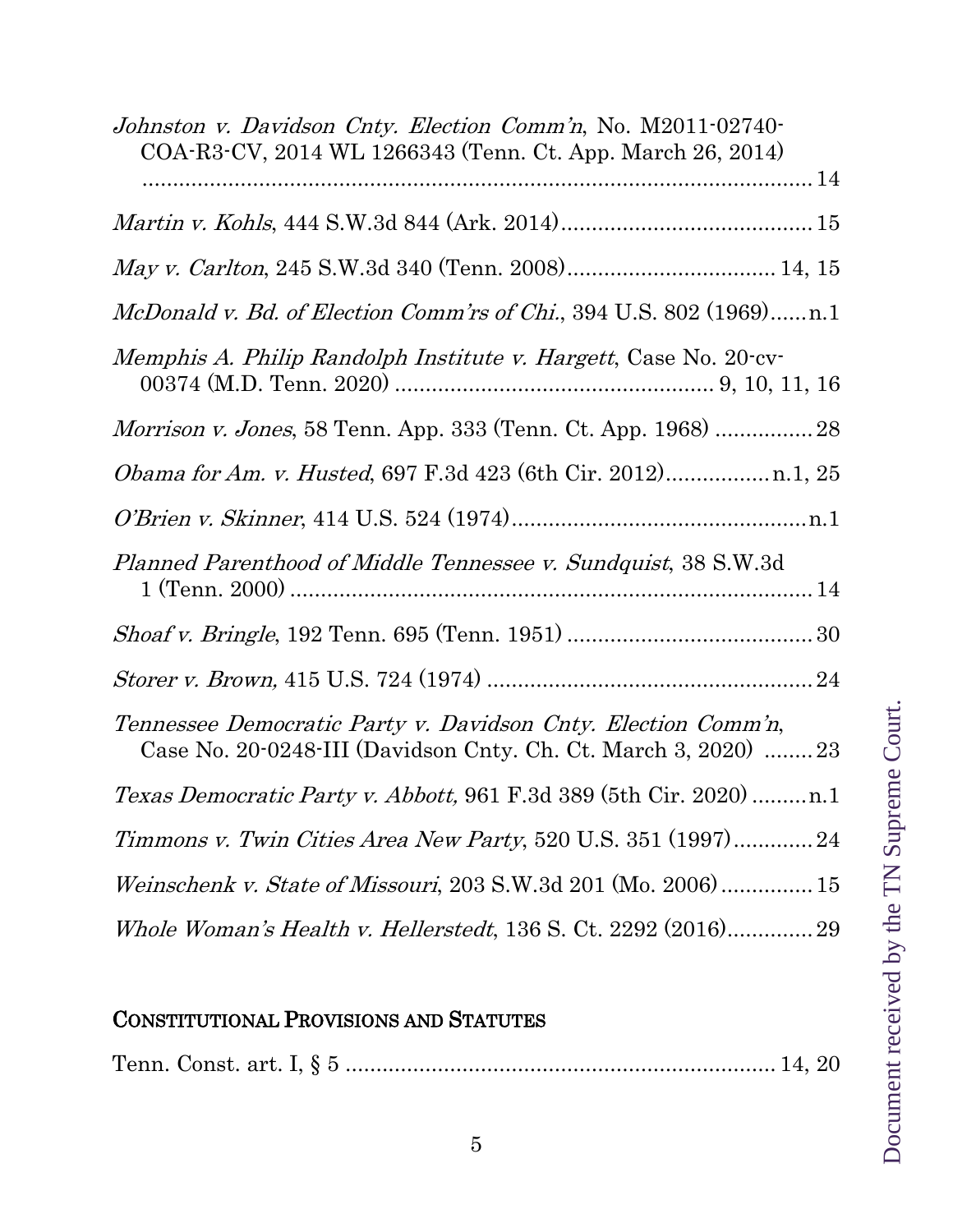*Johnston v. Davidson Cnty. Election Comm'n*, No. M2011-02740-COA-R3-CV, 2014 WL 1266343 (Tenn. Ct. App. March 26, 2014) ........................................................................................................ 14

*Martin v. Kohls*, 444 S.W.3d 844 (Ark. 2014)......................................... 15

*May v. Carlton*, 245 S.W.3d 340 (Tenn. 2008)................................. 14, 15

*McDonald v. Bd. of Election Comm'rs of Chi.*, 394 U.S. 802 (1969)......n.1

*Memphis A. Philip Randolph Institute v. Hargett*, Case No. 20-cv-00374 (M.D. Tenn. 2020) .................................................... 9, 10, 11, 16

*Morrison v. Jones*, 58 Tenn. App. 333 (Tenn. Ct. App. 1968) ................ 28

*Obama for Am. v. Husted*, 697 F.3d 423 (6th Cir. 2012).................n.1, 25

*O'Brien v. Skinner*, 414 U.S. 524 (1974)................................................n.1

*Planned Parenthood of Middle Tennessee v. Sundquist*, 38 S.W.3d 1 (Tenn. 2000) ..................................................................................... 14

*Shoaf v. Bringle*, 192 Tenn. 695 (Tenn. 1951) ........................................ 30

*Storer v. Brown,* 415 U.S. 724 (1974) ..................................................... 24

*Tennessee Democratic Party v. Davidson Cnty. Election Comm'n*, Case No. 20-0248-III (Davidson Cnty. Ch. Ct. March 3, 2020) ........ 23

*Texas Democratic Party v. Abbott,* 961 F.3d 389 (5th Cir. 2020) .........n.1

*Timmons v. Twin Cities Area New Party*, 520 U.S. 351 (1997)............. 24

*Weinschenk v. State of Missouri*, 203 S.W.3d 201 (Mo. 2006) ............... 15

*Whole Woman's Health v. Hellerstedt*, 136 S. Ct. 2292 (2016).............. 29

## CONSTITUTIONAL PROVISIONS AND STATUTES

Tenn. Const. art. I, § 5 ..................................................................... 14, 20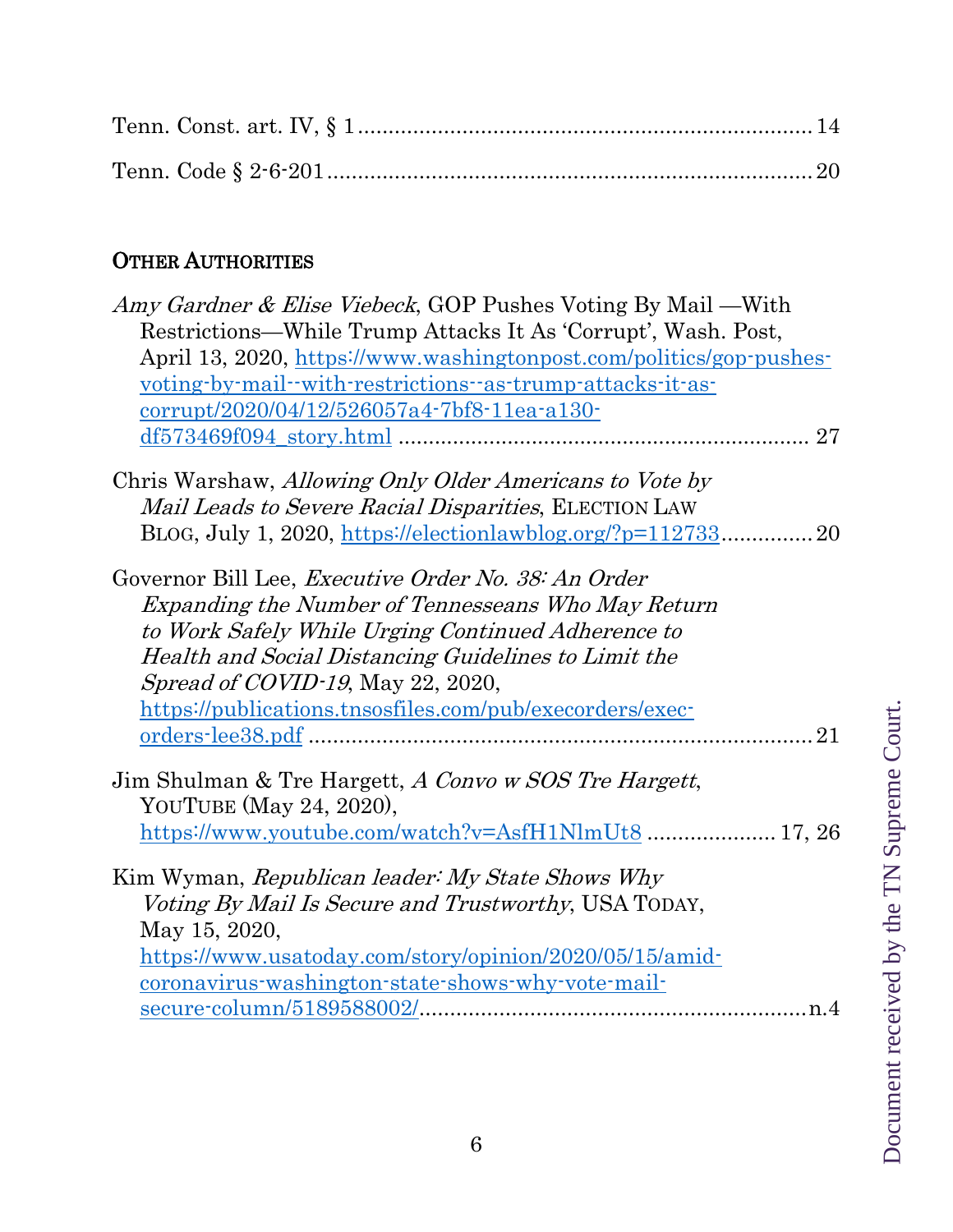Tenn. Const. art. IV, § 1 .......................................................................... 14

Tenn. Code § 2-6-201 .............................................................................. 20

## Other Authorities

*Amy Gardner & Elise Viebeck*, GOP Pushes Voting By Mail —With Restrictions—While Trump Attacks It As 'Corrupt', Wash. Post, April 13, 2020, https://www.washingtonpost.com/politics/gop-pushes-voting-by-mail--with-restrictions--as-trump-attacks-it-as-corrupt/2020/04/12/526057a4-7bf8-11ea-a130-df573469f094_story.html .................................................................. 27

Chris Warshaw, *Allowing Only Older Americans to Vote by Mail Leads to Severe Racial Disparities*, Election Law Blog, July 1, 2020, https://electionlawblog.org/?p=112733 ............... 20

Governor Bill Lee, *Executive Order No. 38: An Order Expanding the Number of Tennesseans Who May Return to Work Safely While Urging Continued Adherence to Health and Social Distancing Guidelines to Limit the Spread of COVID-19*, May 22, 2020, https://publications.tnsosfiles.com/pub/execorders/exec-orders-lee38.pdf .................................................................................. 21

Jim Shulman & Tre Hargett, *A Convo w SOS Tre Hargett*, YouTube (May 24, 2020), https://www.youtube.com/watch?v=AsfH1NlmUt8 ..................... 17, 26

Kim Wyman, *Republican leader: My State Shows Why Voting By Mail Is Secure and Trustworthy*, USA Today, May 15, 2020, https://www.usatoday.com/story/opinion/2020/05/15/amid-coronavirus-washington-state-shows-why-vote-mail-secure-column/5189588002/............................................................... n.4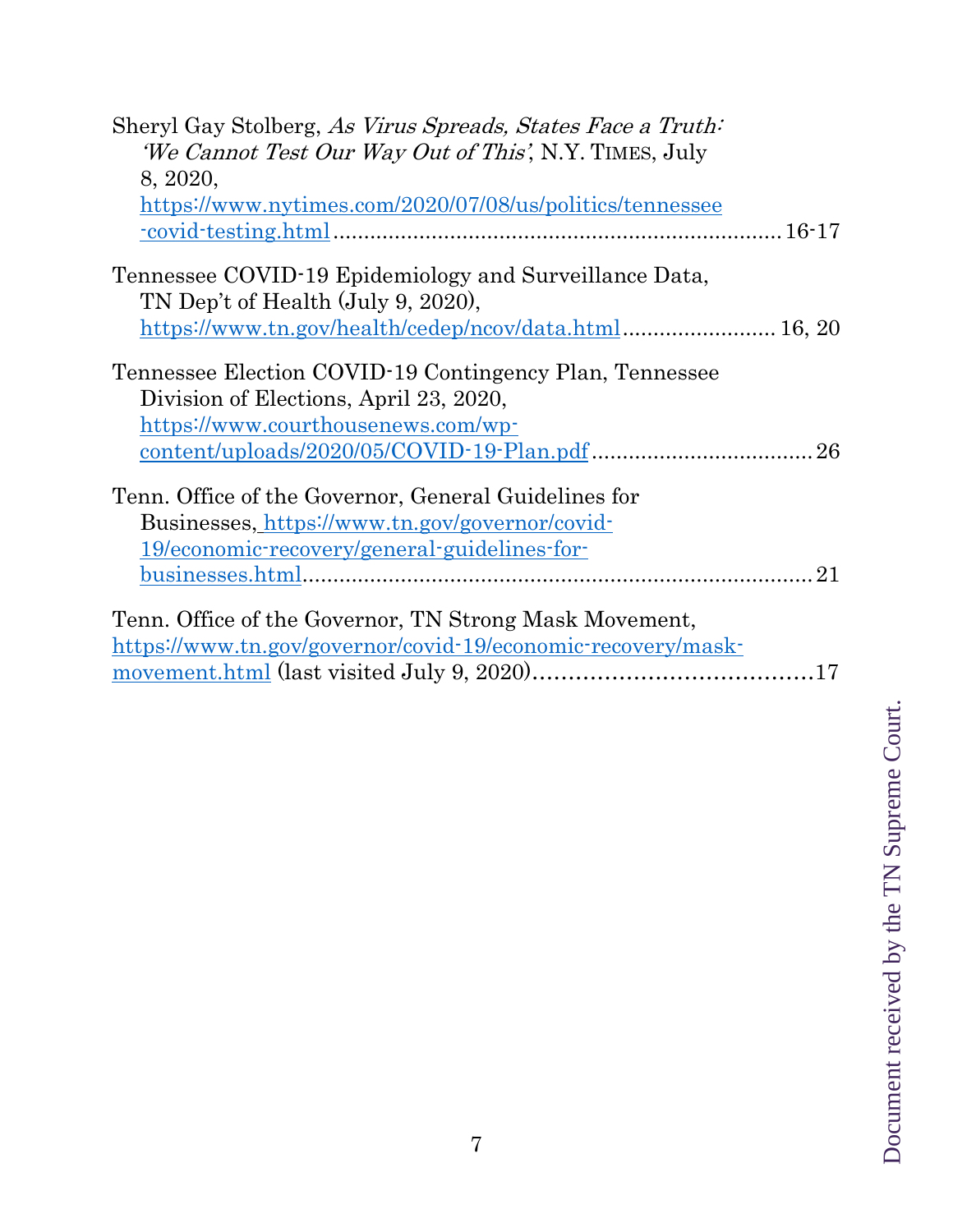Sheryl Gay Stolberg, *As Virus Spreads, States Face a Truth: 'We Cannot Test Our Way Out of This'*, N.Y. TIMES, July 8, 2020, https://www.nytimes.com/2020/07/08/us/politics/tennessee-covid-testing.html ........................................................................ 16-17

Tennessee COVID-19 Epidemiology and Surveillance Data, TN Dep't of Health (July 9, 2020), https://www.tn.gov/health/cedep/ncov/data.html ......................... 16, 20

Tennessee Election COVID-19 Contingency Plan, Tennessee Division of Elections, April 23, 2020, https://www.courthousenews.com/wp-content/uploads/2020/05/COVID-19-Plan.pdf .................................... 26

Tenn. Office of the Governor, General Guidelines for Businesses, https://www.tn.gov/governor/covid-19/economic-recovery/general-guidelines-for-businesses.html .................................................................................. 21

Tenn. Office of the Governor, TN Strong Mask Movement, https://www.tn.gov/governor/covid-19/economic-recovery/mask-movement.html (last visited July 9, 2020) ........................................ 17

Document received by the TN Supreme Court.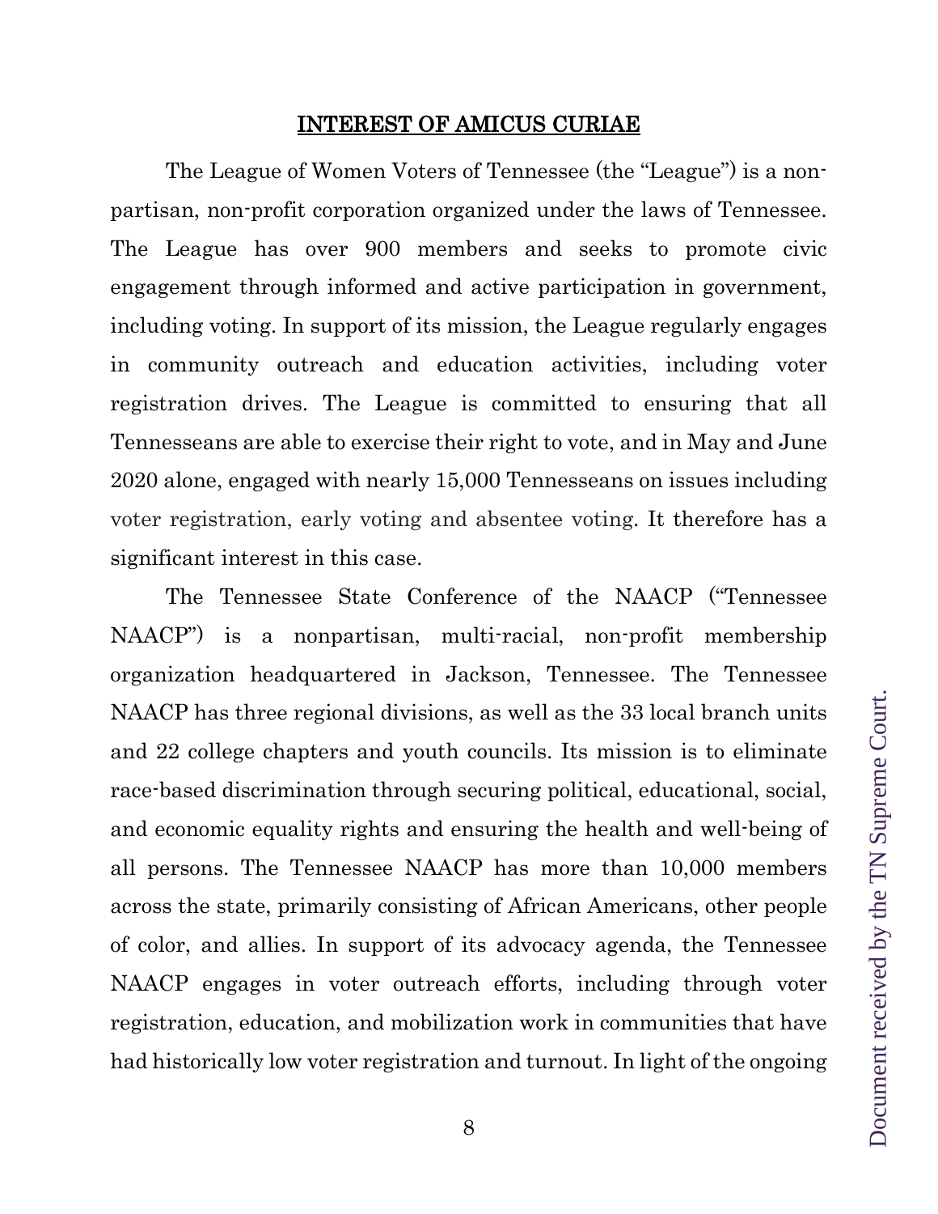## INTEREST OF AMICUS CURIAE

The League of Women Voters of Tennessee (the "League") is a non-partisan, non-profit corporation organized under the laws of Tennessee. The League has over 900 members and seeks to promote civic engagement through informed and active participation in government, including voting. In support of its mission, the League regularly engages in community outreach and education activities, including voter registration drives. The League is committed to ensuring that all Tennesseans are able to exercise their right to vote, and in May and June 2020 alone, engaged with nearly 15,000 Tennesseans on issues including voter registration, early voting and absentee voting. It therefore has a significant interest in this case.

The Tennessee State Conference of the NAACP ("Tennessee NAACP") is a nonpartisan, multi-racial, non-profit membership organization headquartered in Jackson, Tennessee. The Tennessee NAACP has three regional divisions, as well as the 33 local branch units and 22 college chapters and youth councils. Its mission is to eliminate race-based discrimination through securing political, educational, social, and economic equality rights and ensuring the health and well-being of all persons. The Tennessee NAACP has more than 10,000 members across the state, primarily consisting of African Americans, other people of color, and allies. In support of its advocacy agenda, the Tennessee NAACP engages in voter outreach efforts, including through voter registration, education, and mobilization work in communities that have had historically low voter registration and turnout. In light of the ongoing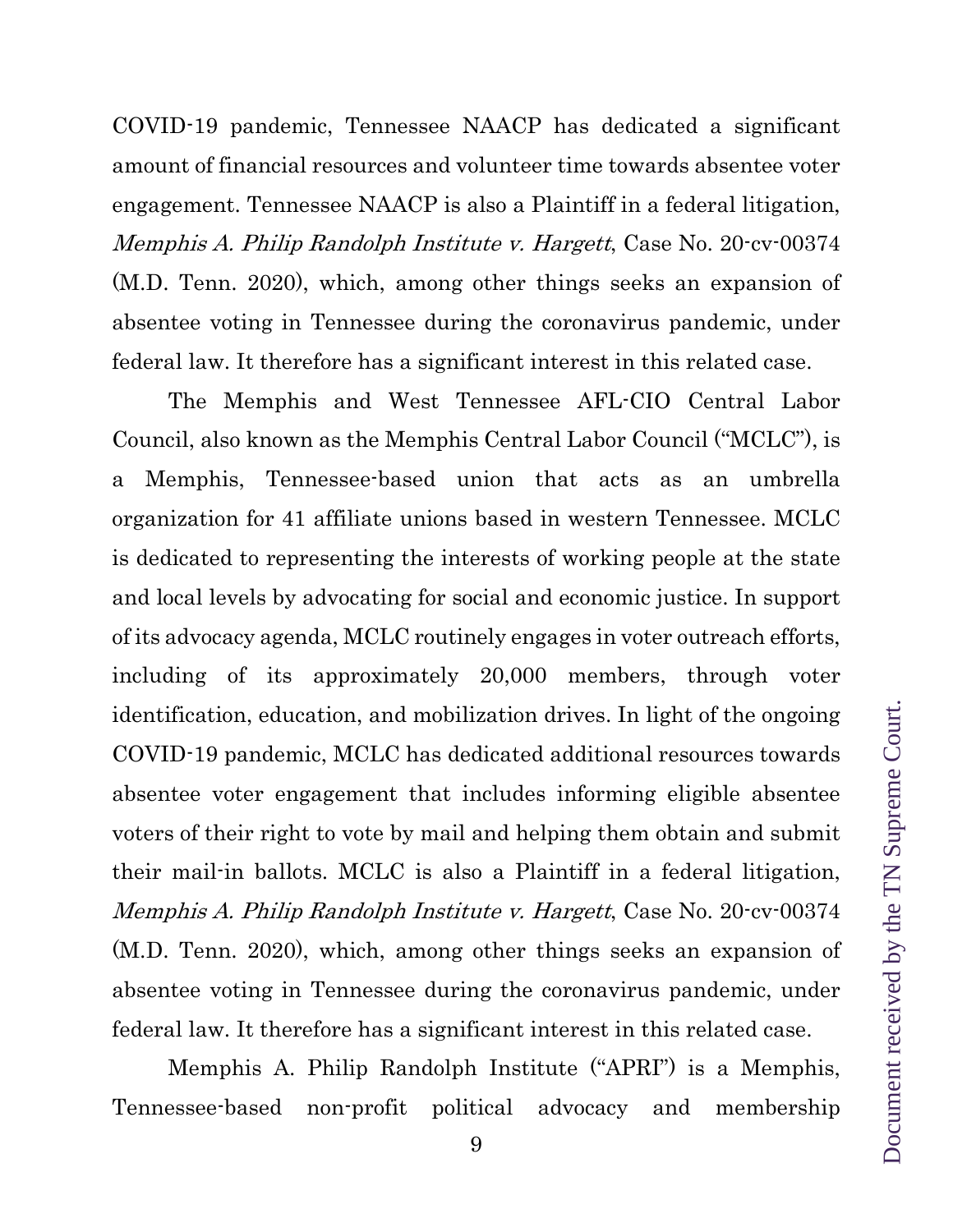COVID-19 pandemic, Tennessee NAACP has dedicated a significant amount of financial resources and volunteer time towards absentee voter engagement. Tennessee NAACP is also a Plaintiff in a federal litigation, *Memphis A. Philip Randolph Institute v. Hargett*, Case No. 20-cv-00374 (M.D. Tenn. 2020), which, among other things seeks an expansion of absentee voting in Tennessee during the coronavirus pandemic, under federal law. It therefore has a significant interest in this related case.

The Memphis and West Tennessee AFL-CIO Central Labor Council, also known as the Memphis Central Labor Council ("MCLC"), is a Memphis, Tennessee-based union that acts as an umbrella organization for 41 affiliate unions based in western Tennessee. MCLC is dedicated to representing the interests of working people at the state and local levels by advocating for social and economic justice. In support of its advocacy agenda, MCLC routinely engages in voter outreach efforts, including of its approximately 20,000 members, through voter identification, education, and mobilization drives. In light of the ongoing COVID-19 pandemic, MCLC has dedicated additional resources towards absentee voter engagement that includes informing eligible absentee voters of their right to vote by mail and helping them obtain and submit their mail-in ballots. MCLC is also a Plaintiff in a federal litigation, *Memphis A. Philip Randolph Institute v. Hargett*, Case No. 20-cv-00374 (M.D. Tenn. 2020), which, among other things seeks an expansion of absentee voting in Tennessee during the coronavirus pandemic, under federal law. It therefore has a significant interest in this related case.

Memphis A. Philip Randolph Institute ("APRI") is a Memphis, Tennessee-based non-profit political advocacy and membership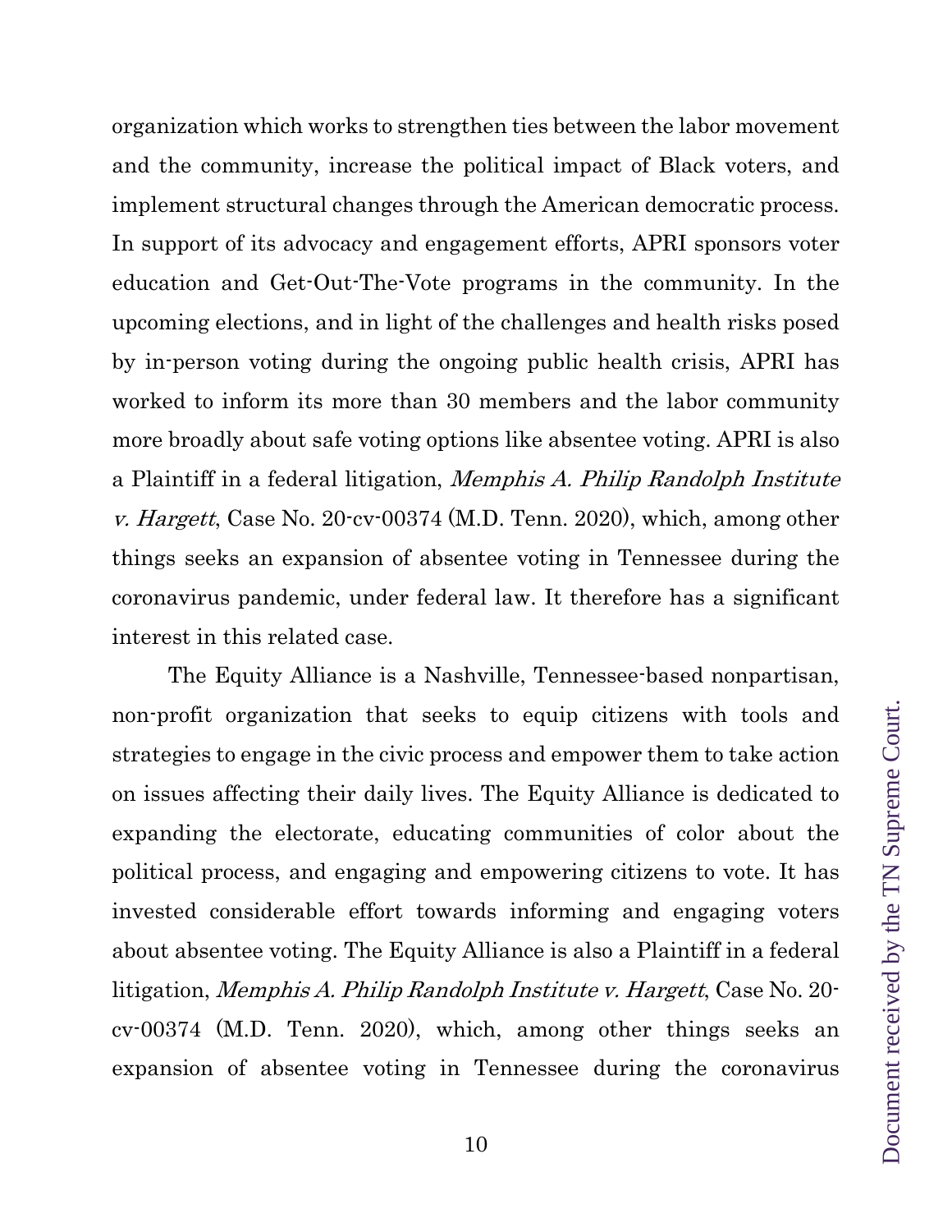organization which works to strengthen ties between the labor movement and the community, increase the political impact of Black voters, and implement structural changes through the American democratic process. In support of its advocacy and engagement efforts, APRI sponsors voter education and Get-Out-The-Vote programs in the community. In the upcoming elections, and in light of the challenges and health risks posed by in-person voting during the ongoing public health crisis, APRI has worked to inform its more than 30 members and the labor community more broadly about safe voting options like absentee voting. APRI is also a Plaintiff in a federal litigation, *Memphis A. Philip Randolph Institute v. Hargett*, Case No. 20-cv-00374 (M.D. Tenn. 2020), which, among other things seeks an expansion of absentee voting in Tennessee during the coronavirus pandemic, under federal law. It therefore has a significant interest in this related case.

The Equity Alliance is a Nashville, Tennessee-based nonpartisan, non-profit organization that seeks to equip citizens with tools and strategies to engage in the civic process and empower them to take action on issues affecting their daily lives. The Equity Alliance is dedicated to expanding the electorate, educating communities of color about the political process, and engaging and empowering citizens to vote. It has invested considerable effort towards informing and engaging voters about absentee voting. The Equity Alliance is also a Plaintiff in a federal litigation, *Memphis A. Philip Randolph Institute v. Hargett*, Case No. 20-cv-00374 (M.D. Tenn. 2020), which, among other things seeks an expansion of absentee voting in Tennessee during the coronavirus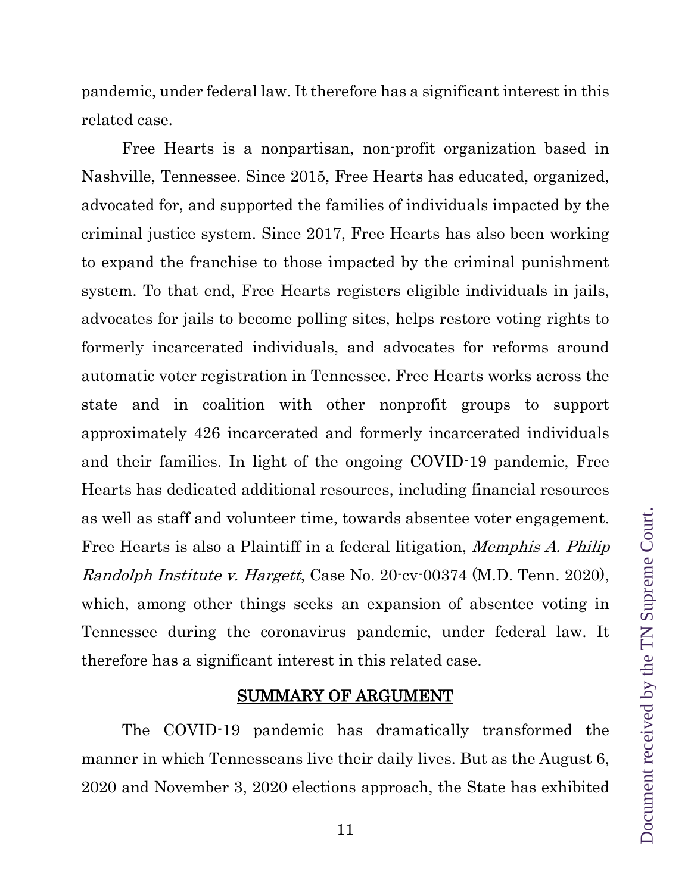pandemic, under federal law. It therefore has a significant interest in this related case.

Free Hearts is a nonpartisan, non-profit organization based in Nashville, Tennessee. Since 2015, Free Hearts has educated, organized, advocated for, and supported the families of individuals impacted by the criminal justice system. Since 2017, Free Hearts has also been working to expand the franchise to those impacted by the criminal punishment system. To that end, Free Hearts registers eligible individuals in jails, advocates for jails to become polling sites, helps restore voting rights to formerly incarcerated individuals, and advocates for reforms around automatic voter registration in Tennessee. Free Hearts works across the state and in coalition with other nonprofit groups to support approximately 426 incarcerated and formerly incarcerated individuals and their families. In light of the ongoing COVID-19 pandemic, Free Hearts has dedicated additional resources, including financial resources as well as staff and volunteer time, towards absentee voter engagement. Free Hearts is also a Plaintiff in a federal litigation, *Memphis A. Philip Randolph Institute v. Hargett*, Case No. 20-cv-00374 (M.D. Tenn. 2020), which, among other things seeks an expansion of absentee voting in Tennessee during the coronavirus pandemic, under federal law. It therefore has a significant interest in this related case.

## SUMMARY OF ARGUMENT

The COVID-19 pandemic has dramatically transformed the manner in which Tennesseans live their daily lives. But as the August 6, 2020 and November 3, 2020 elections approach, the State has exhibited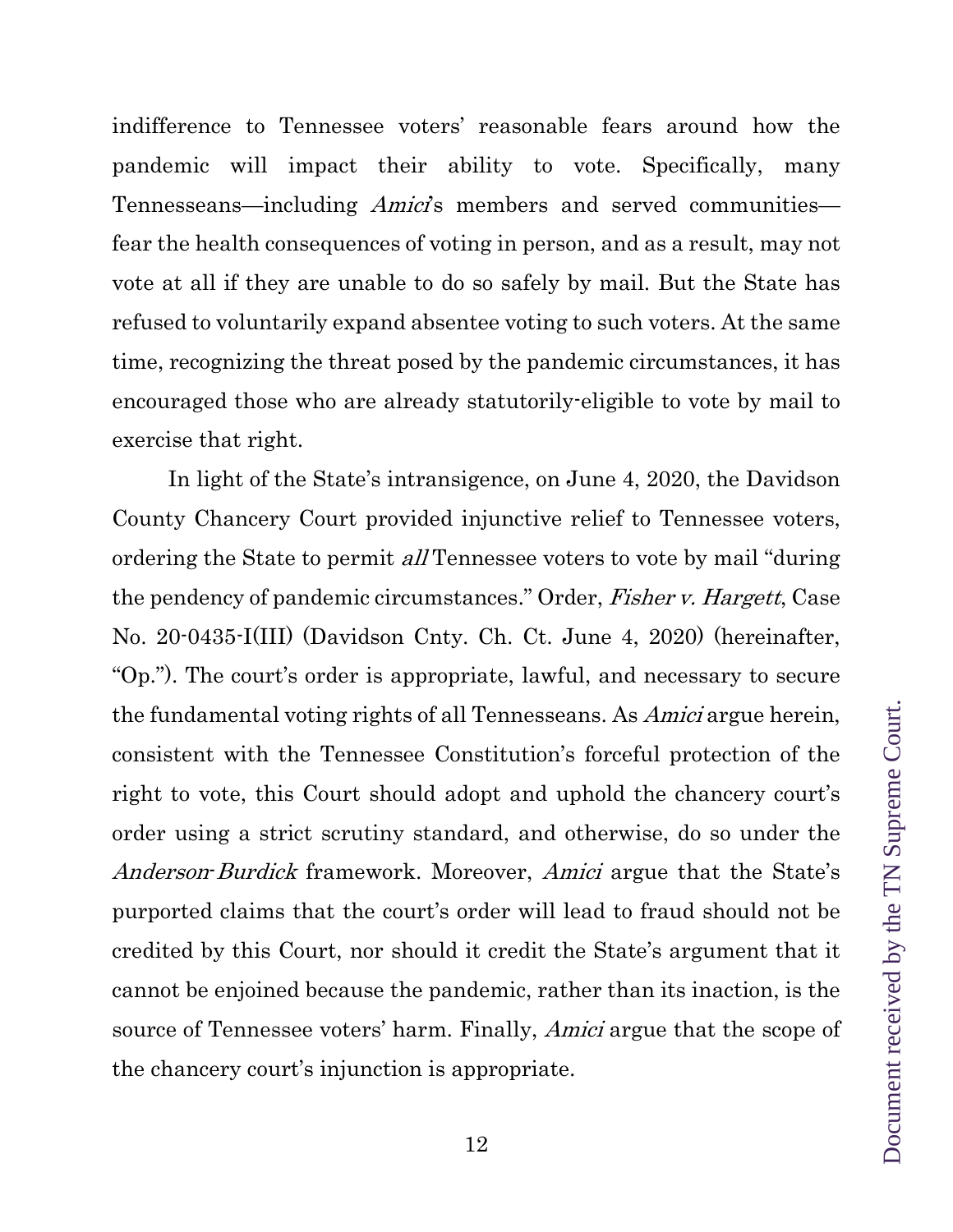indifference to Tennessee voters' reasonable fears around how the pandemic will impact their ability to vote. Specifically, many Tennesseans—including *Amici*'s members and served communities—fear the health consequences of voting in person, and as a result, may not vote at all if they are unable to do so safely by mail. But the State has refused to voluntarily expand absentee voting to such voters. At the same time, recognizing the threat posed by the pandemic circumstances, it has encouraged those who are already statutorily-eligible to vote by mail to exercise that right.

In light of the State's intransigence, on June 4, 2020, the Davidson County Chancery Court provided injunctive relief to Tennessee voters, ordering the State to permit *all* Tennessee voters to vote by mail "during the pendency of pandemic circumstances." Order, *Fisher v. Hargett*, Case No. 20-0435-I(III) (Davidson Cnty. Ch. Ct. June 4, 2020) (hereinafter, "Op."). The court's order is appropriate, lawful, and necessary to secure the fundamental voting rights of all Tennesseans. As *Amici* argue herein, consistent with the Tennessee Constitution's forceful protection of the right to vote, this Court should adopt and uphold the chancery court's order using a strict scrutiny standard, and otherwise, do so under the *Anderson-Burdick* framework. Moreover, *Amici* argue that the State's purported claims that the court's order will lead to fraud should not be credited by this Court, nor should it credit the State's argument that it cannot be enjoined because the pandemic, rather than its inaction, is the source of Tennessee voters' harm. Finally, *Amici* argue that the scope of the chancery court's injunction is appropriate.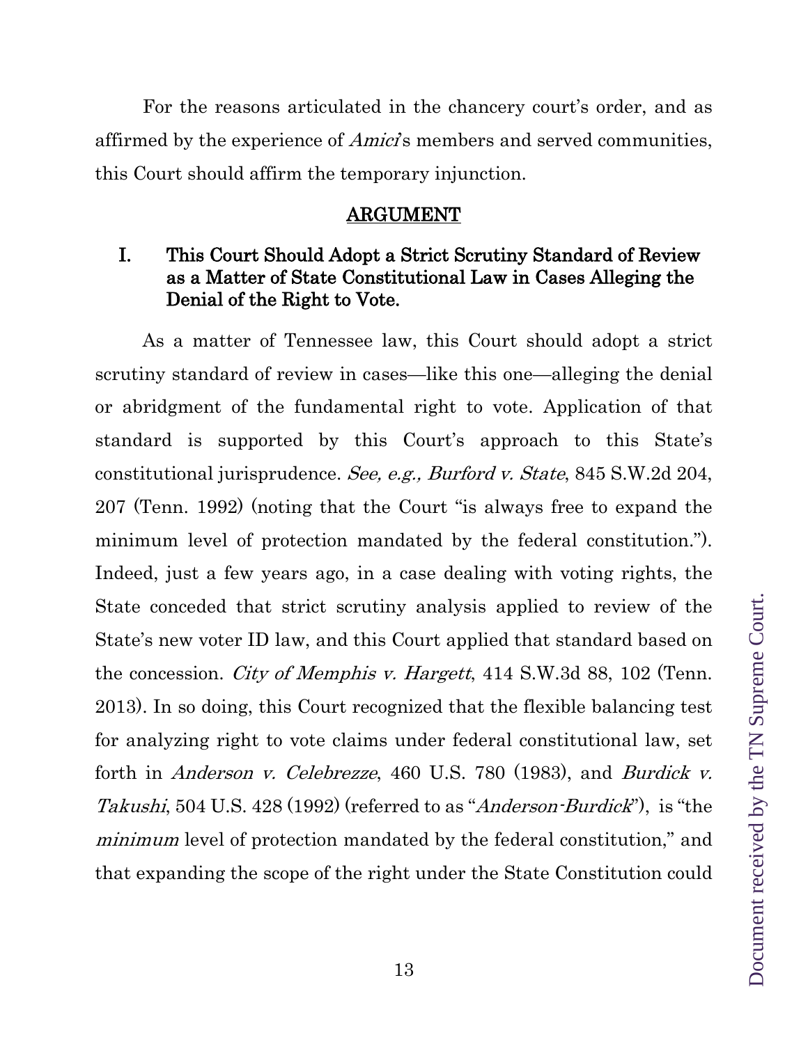For the reasons articulated in the chancery court's order, and as affirmed by the experience of *Amici*'s members and served communities, this Court should affirm the temporary injunction.

## ARGUMENT

### I. This Court Should Adopt a Strict Scrutiny Standard of Review as a Matter of State Constitutional Law in Cases Alleging the Denial of the Right to Vote.

As a matter of Tennessee law, this Court should adopt a strict scrutiny standard of review in cases—like this one—alleging the denial or abridgment of the fundamental right to vote. Application of that standard is supported by this Court's approach to this State's constitutional jurisprudence. *See, e.g., Burford v. State*, 845 S.W.2d 204, 207 (Tenn. 1992) (noting that the Court "is always free to expand the minimum level of protection mandated by the federal constitution."). Indeed, just a few years ago, in a case dealing with voting rights, the State conceded that strict scrutiny analysis applied to review of the State's new voter ID law, and this Court applied that standard based on the concession. *City of Memphis v. Hargett*, 414 S.W.3d 88, 102 (Tenn. 2013). In so doing, this Court recognized that the flexible balancing test for analyzing right to vote claims under federal constitutional law, set forth in *Anderson v. Celebrezze*, 460 U.S. 780 (1983), and *Burdick v. Takushi*, 504 U.S. 428 (1992) (referred to as "*Anderson-Burdick*"), is "the *minimum* level of protection mandated by the federal constitution," and that expanding the scope of the right under the State Constitution could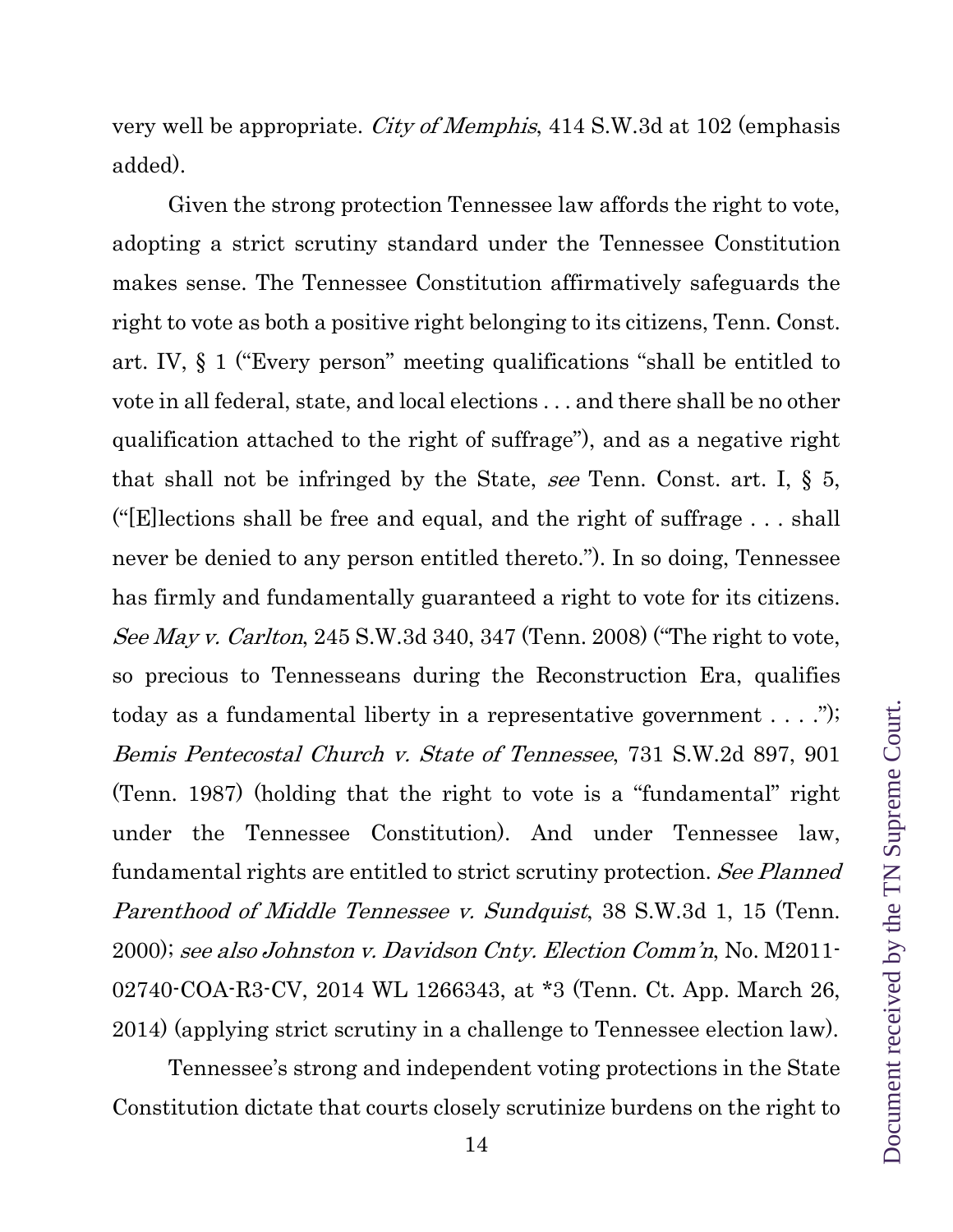very well be appropriate. *City of Memphis*, 414 S.W.3d at 102 (emphasis added).

Given the strong protection Tennessee law affords the right to vote, adopting a strict scrutiny standard under the Tennessee Constitution makes sense. The Tennessee Constitution affirmatively safeguards the right to vote as both a positive right belonging to its citizens, Tenn. Const. art. IV, § 1 ("Every person" meeting qualifications "shall be entitled to vote in all federal, state, and local elections . . . and there shall be no other qualification attached to the right of suffrage"), and as a negative right that shall not be infringed by the State, *see* Tenn. Const. art. I, § 5, ("[E]lections shall be free and equal, and the right of suffrage . . . shall never be denied to any person entitled thereto."). In so doing, Tennessee has firmly and fundamentally guaranteed a right to vote for its citizens. *See May v. Carlton*, 245 S.W.3d 340, 347 (Tenn. 2008) ("The right to vote, so precious to Tennesseans during the Reconstruction Era, qualifies today as a fundamental liberty in a representative government . . . ."); *Bemis Pentecostal Church v. State of Tennessee*, 731 S.W.2d 897, 901 (Tenn. 1987) (holding that the right to vote is a "fundamental" right under the Tennessee Constitution). And under Tennessee law, fundamental rights are entitled to strict scrutiny protection. *See Planned Parenthood of Middle Tennessee v. Sundquist*, 38 S.W.3d 1, 15 (Tenn. 2000); *see also Johnston v. Davidson Cnty. Election Comm'n*, No. M2011-02740-COA-R3-CV, 2014 WL 1266343, at *3 (Tenn. Ct. App. March 26, 2014) (applying strict scrutiny in a challenge to Tennessee election law).

Tennessee's strong and independent voting protections in the State Constitution dictate that courts closely scrutinize burdens on the right to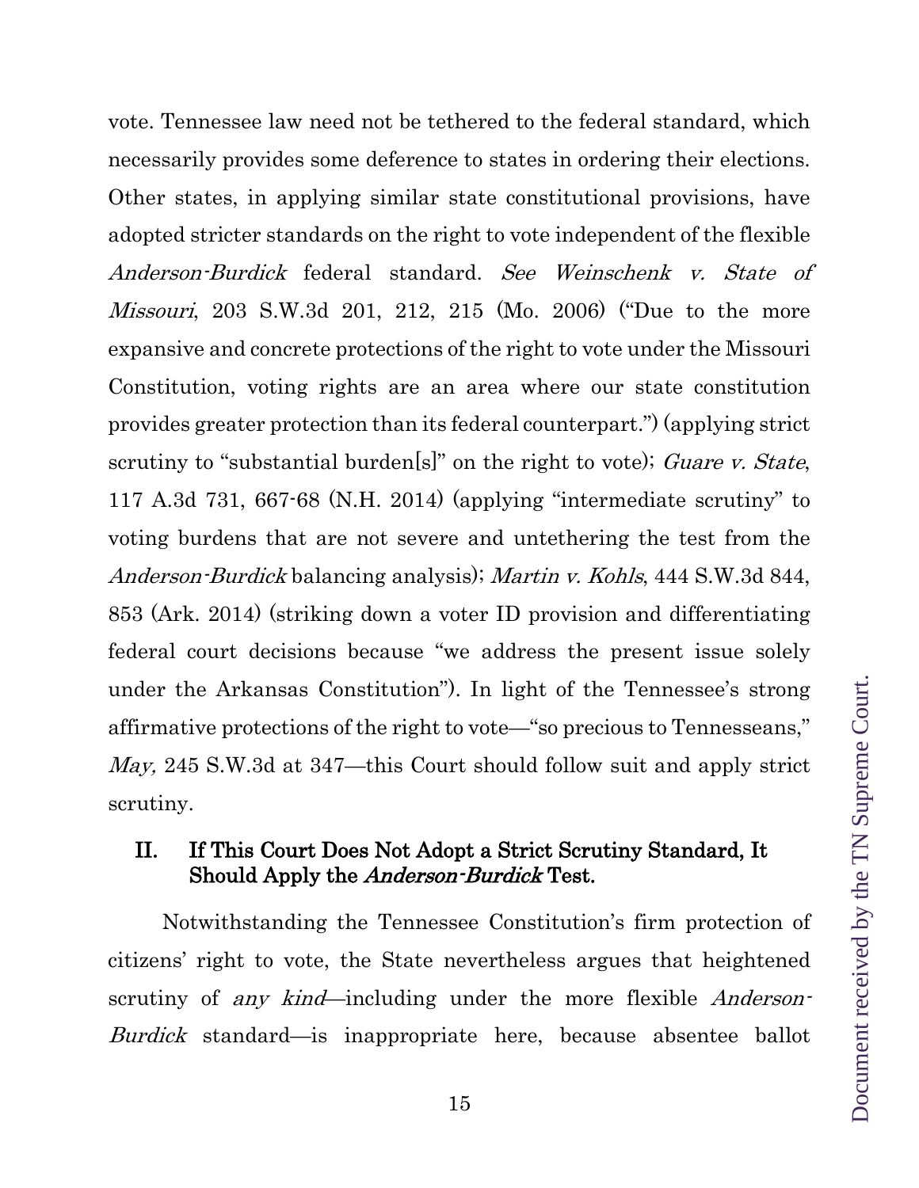vote. Tennessee law need not be tethered to the federal standard, which necessarily provides some deference to states in ordering their elections. Other states, in applying similar state constitutional provisions, have adopted stricter standards on the right to vote independent of the flexible *Anderson-Burdick* federal standard. *See Weinschenk v. State of Missouri*, 203 S.W.3d 201, 212, 215 (Mo. 2006) ("Due to the more expansive and concrete protections of the right to vote under the Missouri Constitution, voting rights are an area where our state constitution provides greater protection than its federal counterpart.") (applying strict scrutiny to "substantial burden[s]" on the right to vote); *Guare v. State*, 117 A.3d 731, 667-68 (N.H. 2014) (applying "intermediate scrutiny" to voting burdens that are not severe and untethering the test from the *Anderson-Burdick* balancing analysis); *Martin v. Kohls*, 444 S.W.3d 844, 853 (Ark. 2014) (striking down a voter ID provision and differentiating federal court decisions because "we address the present issue solely under the Arkansas Constitution"). In light of the Tennessee's strong affirmative protections of the right to vote—"so precious to Tennesseans," *May,* 245 S.W.3d at 347—this Court should follow suit and apply strict scrutiny.

## II. If This Court Does Not Adopt a Strict Scrutiny Standard, It Should Apply the *Anderson-Burdick* Test.

Notwithstanding the Tennessee Constitution's firm protection of citizens' right to vote, the State nevertheless argues that heightened scrutiny of *any kind*—including under the more flexible *Anderson-Burdick* standard—is inappropriate here, because absentee ballot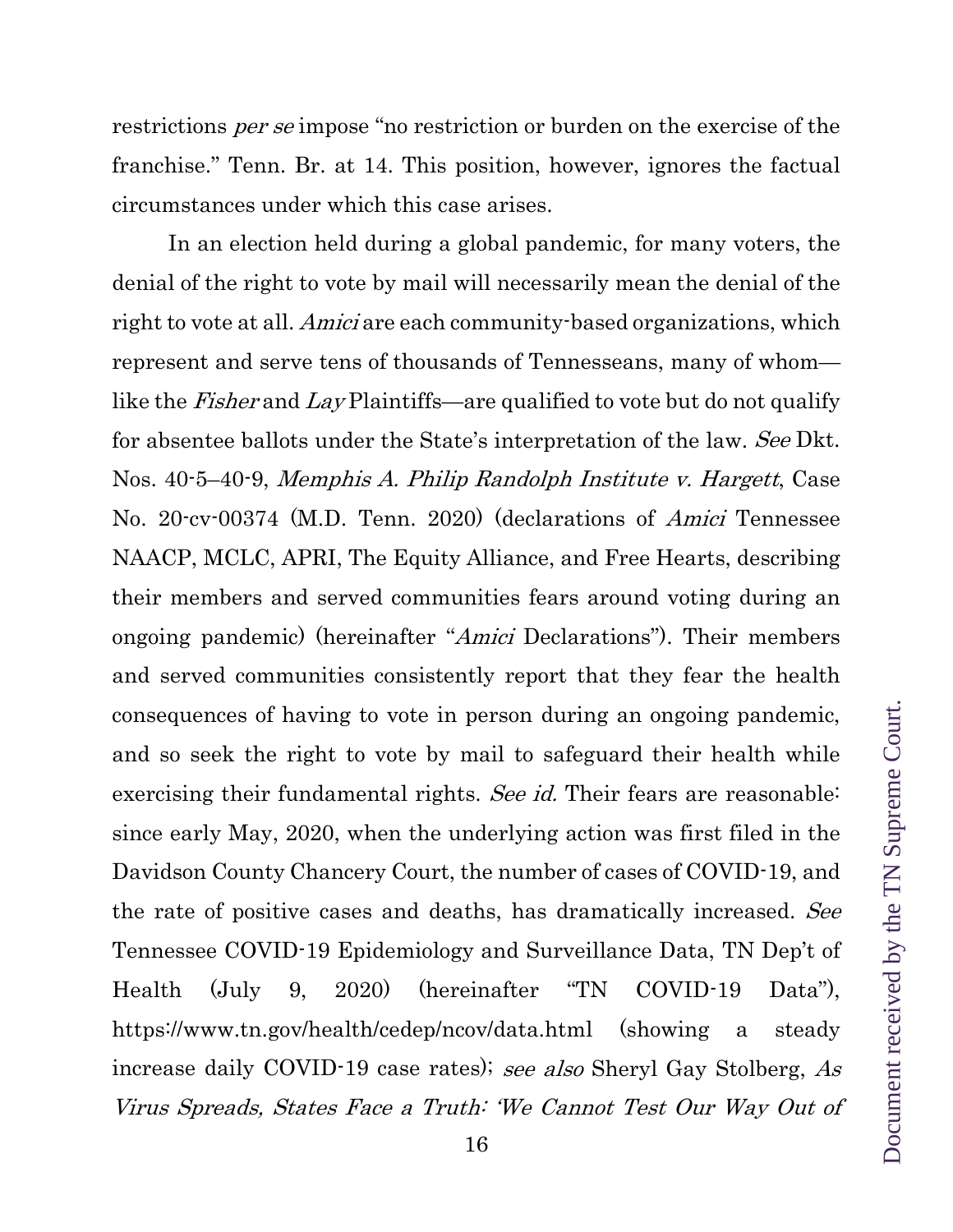restrictions *per se* impose "no restriction or burden on the exercise of the franchise." Tenn. Br. at 14. This position, however, ignores the factual circumstances under which this case arises.

In an election held during a global pandemic, for many voters, the denial of the right to vote by mail will necessarily mean the denial of the right to vote at all. *Amici* are each community-based organizations, which represent and serve tens of thousands of Tennesseans, many of whom—like the *Fisher* and *Lay* Plaintiffs—are qualified to vote but do not qualify for absentee ballots under the State's interpretation of the law. *See* Dkt. Nos. 40-5–40-9, *Memphis A. Philip Randolph Institute v. Hargett*, Case No. 20-cv-00374 (M.D. Tenn. 2020) (declarations of *Amici* Tennessee NAACP, MCLC, APRI, The Equity Alliance, and Free Hearts, describing their members and served communities fears around voting during an ongoing pandemic) (hereinafter "*Amici* Declarations"). Their members and served communities consistently report that they fear the health consequences of having to vote in person during an ongoing pandemic, and so seek the right to vote by mail to safeguard their health while exercising their fundamental rights. *See id.* Their fears are reasonable: since early May, 2020, when the underlying action was first filed in the Davidson County Chancery Court, the number of cases of COVID-19, and the rate of positive cases and deaths, has dramatically increased. *See* Tennessee COVID-19 Epidemiology and Surveillance Data, TN Dep't of Health (July 9, 2020) (hereinafter "TN COVID-19 Data"), https://www.tn.gov/health/cedep/ncov/data.html (showing a steady increase daily COVID-19 case rates); *see also* Sheryl Gay Stolberg, *As Virus Spreads, States Face a Truth: 'We Cannot Test Our Way Out of*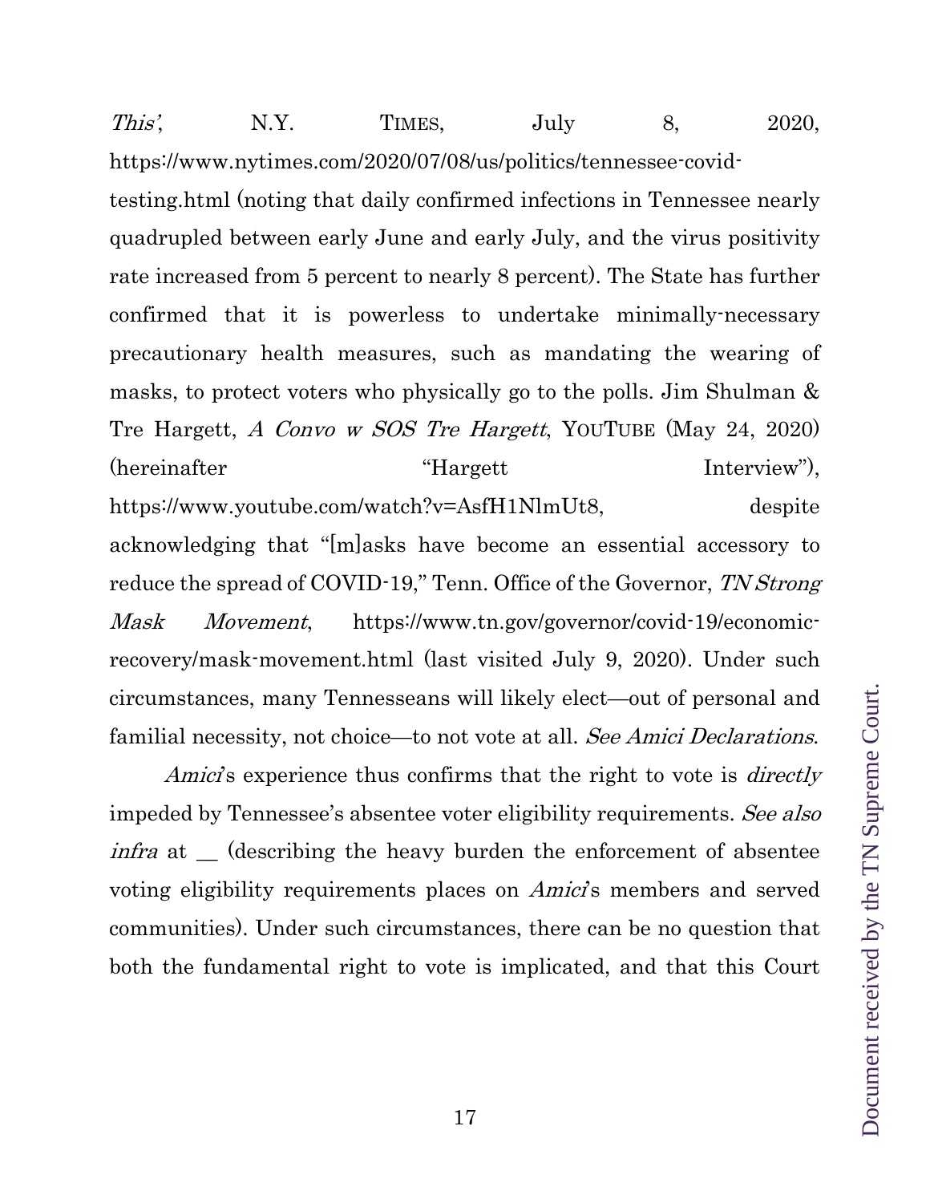*This'*, N.Y. TIMES, July 8, 2020, https://www.nytimes.com/2020/07/08/us/politics/tennessee-covid-testing.html (noting that daily confirmed infections in Tennessee nearly quadrupled between early June and early July, and the virus positivity rate increased from 5 percent to nearly 8 percent). The State has further confirmed that it is powerless to undertake minimally-necessary precautionary health measures, such as mandating the wearing of masks, to protect voters who physically go to the polls. Jim Shulman & Tre Hargett, *A Convo w SOS Tre Hargett*, YOUTUBE (May 24, 2020) (hereinafter "Hargett Interview"), https://www.youtube.com/watch?v=AsfH1NlmUt8, despite acknowledging that "[m]asks have become an essential accessory to reduce the spread of COVID-19," Tenn. Office of the Governor, *TN Strong Mask Movement*, https://www.tn.gov/governor/covid-19/economic-recovery/mask-movement.html (last visited July 9, 2020). Under such circumstances, many Tennesseans will likely elect—out of personal and familial necessity, not choice—to not vote at all. *See Amici Declarations*.

*Amici*'s experience thus confirms that the right to vote is *directly* impeded by Tennessee's absentee voter eligibility requirements. *See also infra* at __ (describing the heavy burden the enforcement of absentee voting eligibility requirements places on *Amici*'s members and served communities). Under such circumstances, there can be no question that both the fundamental right to vote is implicated, and that this Court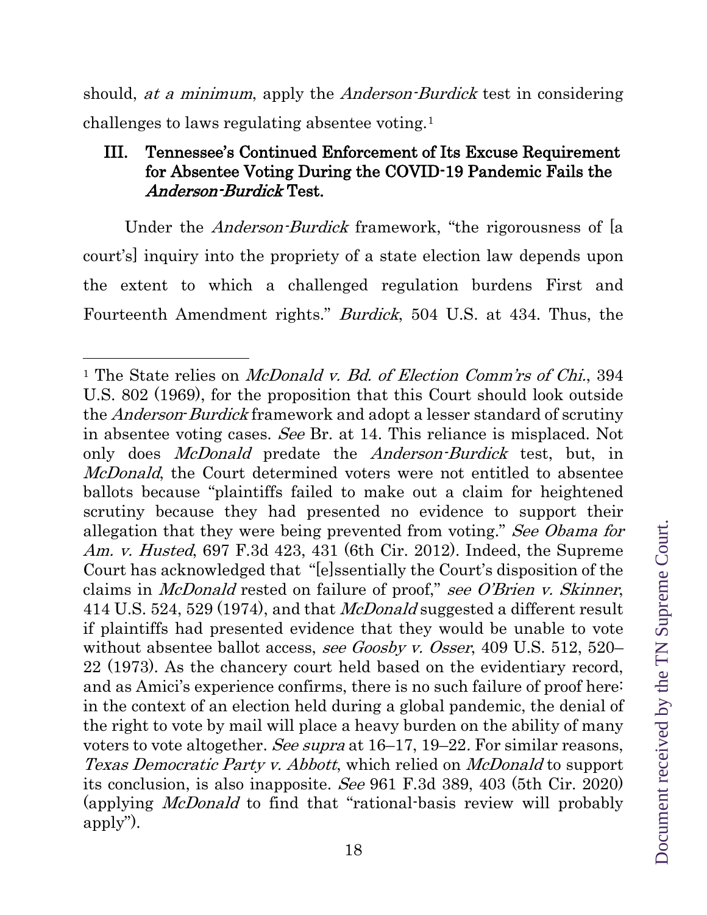should, *at a minimum*, apply the *Anderson-Burdick* test in considering challenges to laws regulating absentee voting.[1]

## III. Tennessee's Continued Enforcement of Its Excuse Requirement for Absentee Voting During the COVID-19 Pandemic Fails the *Anderson-Burdick* Test.

Under the *Anderson-Burdick* framework, "the rigorousness of [a court's] inquiry into the propriety of a state election law depends upon the extent to which a challenged regulation burdens First and Fourteenth Amendment rights." *Burdick*, 504 U.S. at 434. Thus, the

---

[1] The State relies on *McDonald v. Bd. of Election Comm'rs of Chi.*, 394 U.S. 802 (1969), for the proposition that this Court should look outside the *Anderson-Burdick* framework and adopt a lesser standard of scrutiny in absentee voting cases. *See* Br. at 14. This reliance is misplaced. Not only does *McDonald* predate the *Anderson-Burdick* test, but, in *McDonald*, the Court determined voters were not entitled to absentee ballots because "plaintiffs failed to make out a claim for heightened scrutiny because they had presented no evidence to support their allegation that they were being prevented from voting." *See Obama for Am. v. Husted*, 697 F.3d 423, 431 (6th Cir. 2012). Indeed, the Supreme Court has acknowledged that "[e]ssentially the Court's disposition of the claims in *McDonald* rested on failure of proof," *see O'Brien v. Skinner*, 414 U.S. 524, 529 (1974), and that *McDonald* suggested a different result if plaintiffs had presented evidence that they would be unable to vote without absentee ballot access, *see Goosby v. Osser*, 409 U.S. 512, 520–22 (1973). As the chancery court held based on the evidentiary record, and as Amici's experience confirms, there is no such failure of proof here: in the context of an election held during a global pandemic, the denial of the right to vote by mail will place a heavy burden on the ability of many voters to vote altogether. *See supra* at 16–17, 19–22. For similar reasons, *Texas Democratic Party v. Abbott*, which relied on *McDonald* to support its conclusion, is also inapposite. *See* 961 F.3d 389, 403 (5th Cir. 2020) (applying *McDonald* to find that "rational-basis review will probably apply").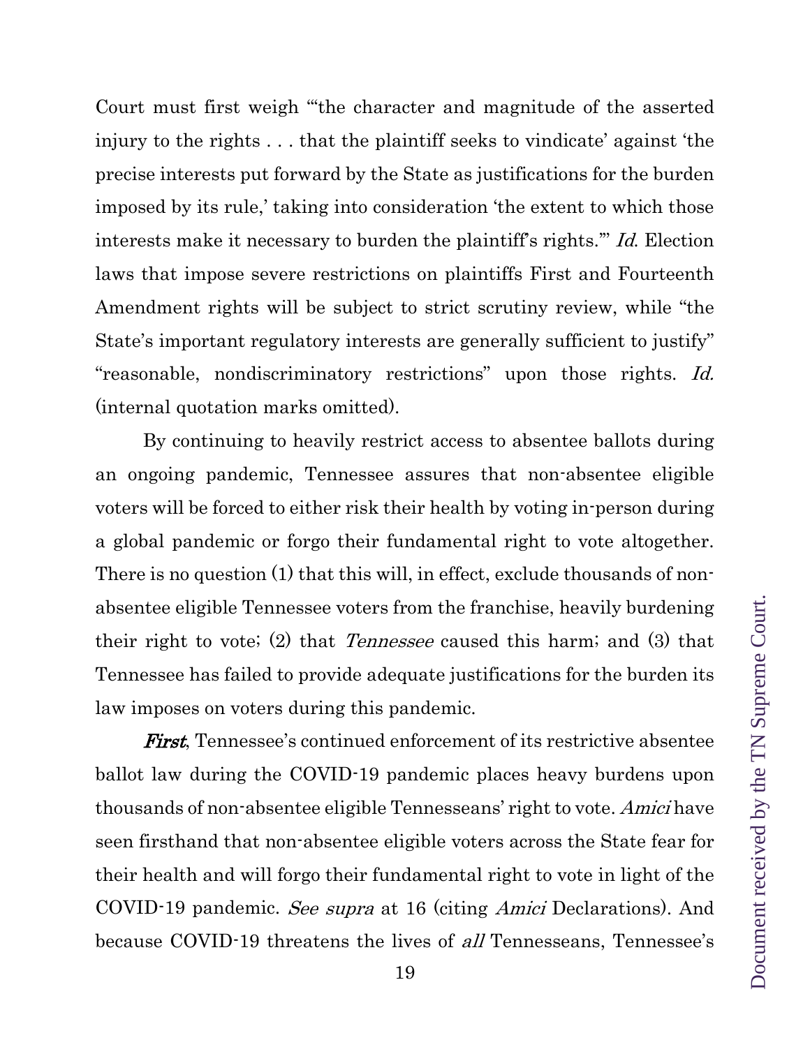Court must first weigh "'the character and magnitude of the asserted injury to the rights . . . that the plaintiff seeks to vindicate' against 'the precise interests put forward by the State as justifications for the burden imposed by its rule,' taking into consideration 'the extent to which those interests make it necessary to burden the plaintiff's rights.'" *Id.* Election laws that impose severe restrictions on plaintiffs First and Fourteenth Amendment rights will be subject to strict scrutiny review, while "the State's important regulatory interests are generally sufficient to justify" "reasonable, nondiscriminatory restrictions" upon those rights. *Id.* (internal quotation marks omitted).

By continuing to heavily restrict access to absentee ballots during an ongoing pandemic, Tennessee assures that non-absentee eligible voters will be forced to either risk their health by voting in-person during a global pandemic or forgo their fundamental right to vote altogether. There is no question (1) that this will, in effect, exclude thousands of non-absentee eligible Tennessee voters from the franchise, heavily burdening their right to vote; (2) that *Tennessee* caused this harm; and (3) that Tennessee has failed to provide adequate justifications for the burden its law imposes on voters during this pandemic.

***First***, Tennessee's continued enforcement of its restrictive absentee ballot law during the COVID-19 pandemic places heavy burdens upon thousands of non-absentee eligible Tennesseans' right to vote. *Amici* have seen firsthand that non-absentee eligible voters across the State fear for their health and will forgo their fundamental right to vote in light of the COVID-19 pandemic. *See supra* at 16 (citing *Amici* Declarations). And because COVID-19 threatens the lives of *all* Tennesseans, Tennessee's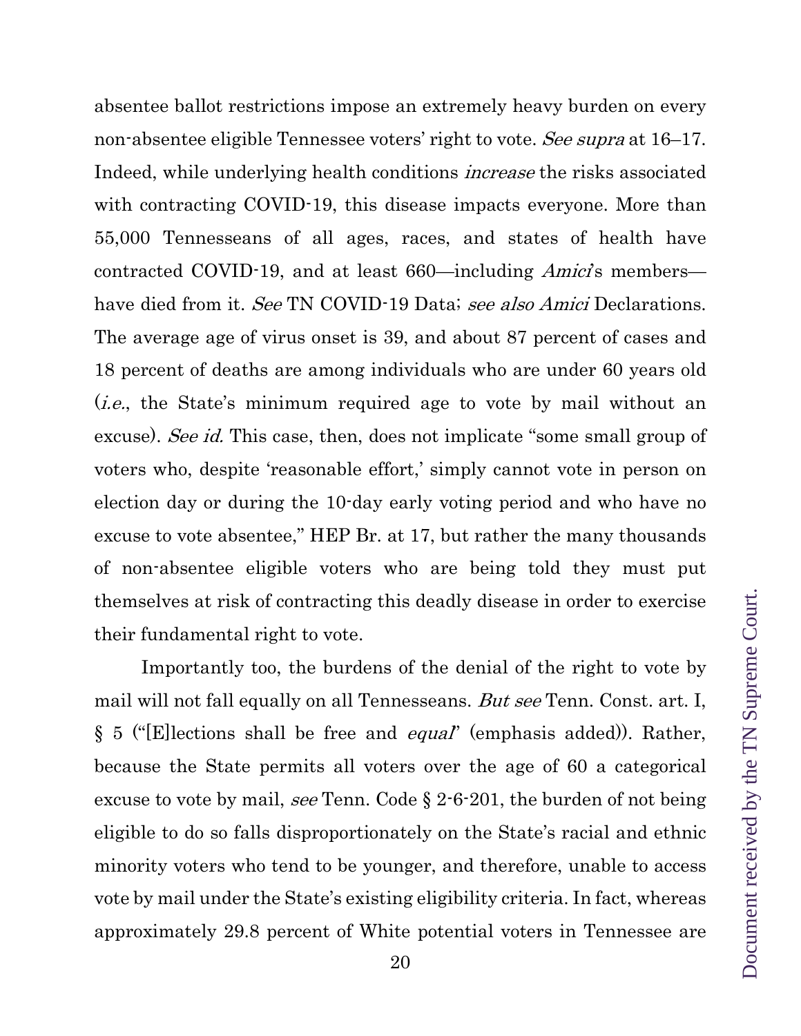absentee ballot restrictions impose an extremely heavy burden on every non-absentee eligible Tennessee voters' right to vote. *See supra* at 16–17. Indeed, while underlying health conditions *increase* the risks associated with contracting COVID-19, this disease impacts everyone. More than 55,000 Tennesseans of all ages, races, and states of health have contracted COVID-19, and at least 660—including *Amici*'s members—have died from it. *See* TN COVID-19 Data; *see also Amici* Declarations. The average age of virus onset is 39, and about 87 percent of cases and 18 percent of deaths are among individuals who are under 60 years old (*i.e.*, the State's minimum required age to vote by mail without an excuse). *See id.* This case, then, does not implicate "some small group of voters who, despite 'reasonable effort,' simply cannot vote in person on election day or during the 10-day early voting period and who have no excuse to vote absentee," HEP Br. at 17, but rather the many thousands of non-absentee eligible voters who are being told they must put themselves at risk of contracting this deadly disease in order to exercise their fundamental right to vote.

Importantly too, the burdens of the denial of the right to vote by mail will not fall equally on all Tennesseans. *But see* Tenn. Const. art. I, § 5 ("[E]lections shall be free and *equal*" (emphasis added)). Rather, because the State permits all voters over the age of 60 a categorical excuse to vote by mail, *see* Tenn. Code § 2-6-201, the burden of not being eligible to do so falls disproportionately on the State's racial and ethnic minority voters who tend to be younger, and therefore, unable to access vote by mail under the State's existing eligibility criteria. In fact, whereas approximately 29.8 percent of White potential voters in Tennessee are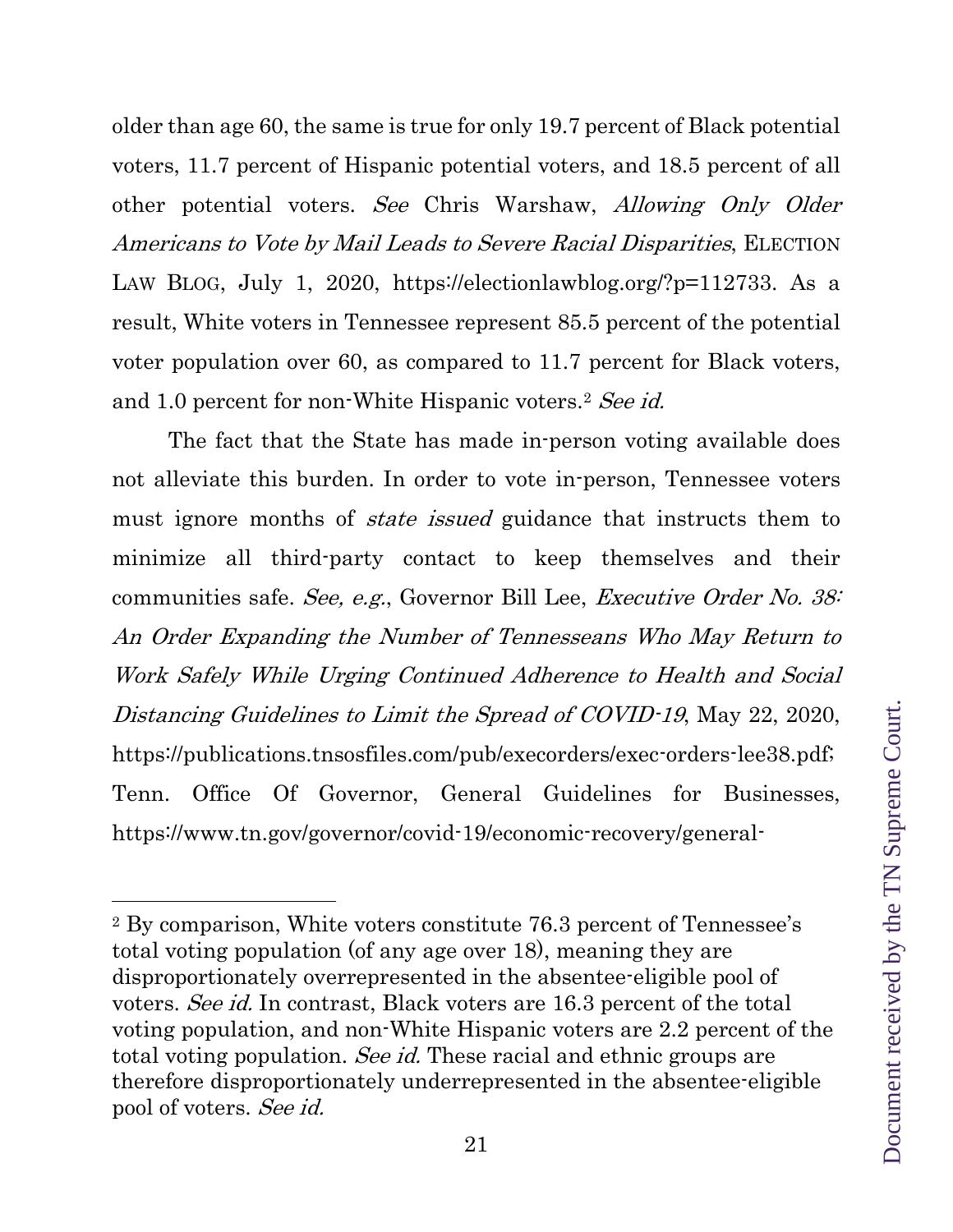older than age 60, the same is true for only 19.7 percent of Black potential voters, 11.7 percent of Hispanic potential voters, and 18.5 percent of all other potential voters. *See* Chris Warshaw, *Allowing Only Older Americans to Vote by Mail Leads to Severe Racial Disparities*, ELECTION LAW BLOG, July 1, 2020, https://electionlawblog.org/?p=112733. As a result, White voters in Tennessee represent 85.5 percent of the potential voter population over 60, as compared to 11.7 percent for Black voters, and 1.0 percent for non-White Hispanic voters.[2] *See id.*

The fact that the State has made in-person voting available does not alleviate this burden. In order to vote in-person, Tennessee voters must ignore months of *state issued* guidance that instructs them to minimize all third-party contact to keep themselves and their communities safe. *See, e.g.*, Governor Bill Lee, *Executive Order No. 38: An Order Expanding the Number of Tennesseans Who May Return to Work Safely While Urging Continued Adherence to Health and Social Distancing Guidelines to Limit the Spread of COVID-19*, May 22, 2020, https://publications.tnsosfiles.com/pub/execorders/exec-orders-lee38.pdf; Tenn. Office Of Governor, General Guidelines for Businesses, https://www.tn.gov/governor/covid-19/economic-recovery/general-

---

[2] By comparison, White voters constitute 76.3 percent of Tennessee's total voting population (of any age over 18), meaning they are disproportionately overrepresented in the absentee-eligible pool of voters. *See id.* In contrast, Black voters are 16.3 percent of the total voting population, and non-White Hispanic voters are 2.2 percent of the total voting population. *See id.* These racial and ethnic groups are therefore disproportionately underrepresented in the absentee-eligible pool of voters. *See id.*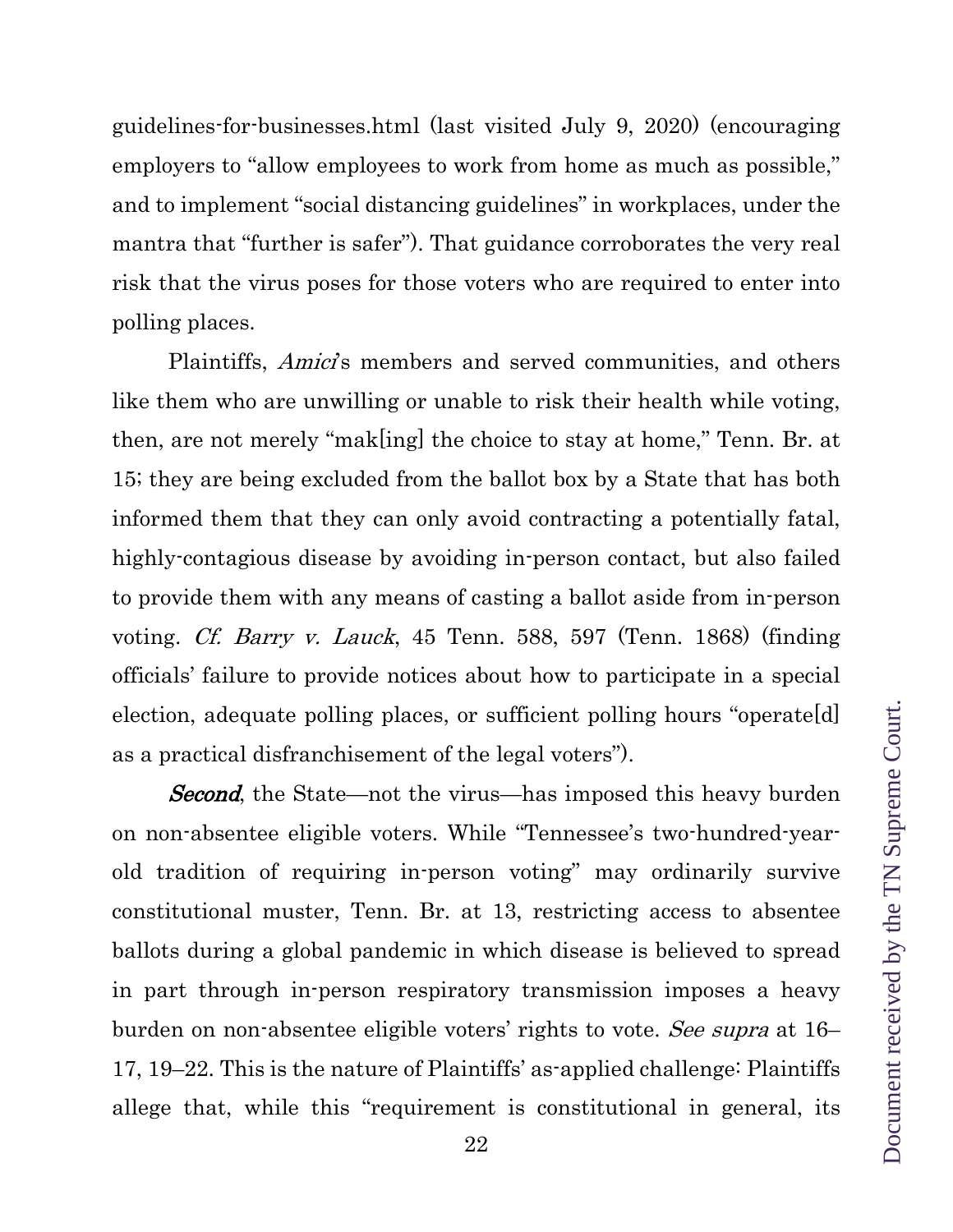guidelines-for-businesses.html (last visited July 9, 2020) (encouraging employers to "allow employees to work from home as much as possible," and to implement "social distancing guidelines" in workplaces, under the mantra that "further is safer"). That guidance corroborates the very real risk that the virus poses for those voters who are required to enter into polling places.

Plaintiffs, *Amici*'s members and served communities, and others like them who are unwilling or unable to risk their health while voting, then, are not merely "mak[ing] the choice to stay at home," Tenn. Br. at 15; they are being excluded from the ballot box by a State that has both informed them that they can only avoid contracting a potentially fatal, highly-contagious disease by avoiding in-person contact, but also failed to provide them with any means of casting a ballot aside from in-person voting. *Cf. Barry v. Lauck*, 45 Tenn. 588, 597 (Tenn. 1868) (finding officials' failure to provide notices about how to participate in a special election, adequate polling places, or sufficient polling hours "operate[d] as a practical disfranchisement of the legal voters").

***Second***, the State—not the virus—has imposed this heavy burden on non-absentee eligible voters. While "Tennessee's two-hundred-year-old tradition of requiring in-person voting" may ordinarily survive constitutional muster, Tenn. Br. at 13, restricting access to absentee ballots during a global pandemic in which disease is believed to spread in part through in-person respiratory transmission imposes a heavy burden on non-absentee eligible voters' rights to vote. *See supra* at 16–17, 19–22. This is the nature of Plaintiffs' as-applied challenge: Plaintiffs allege that, while this "requirement is constitutional in general, its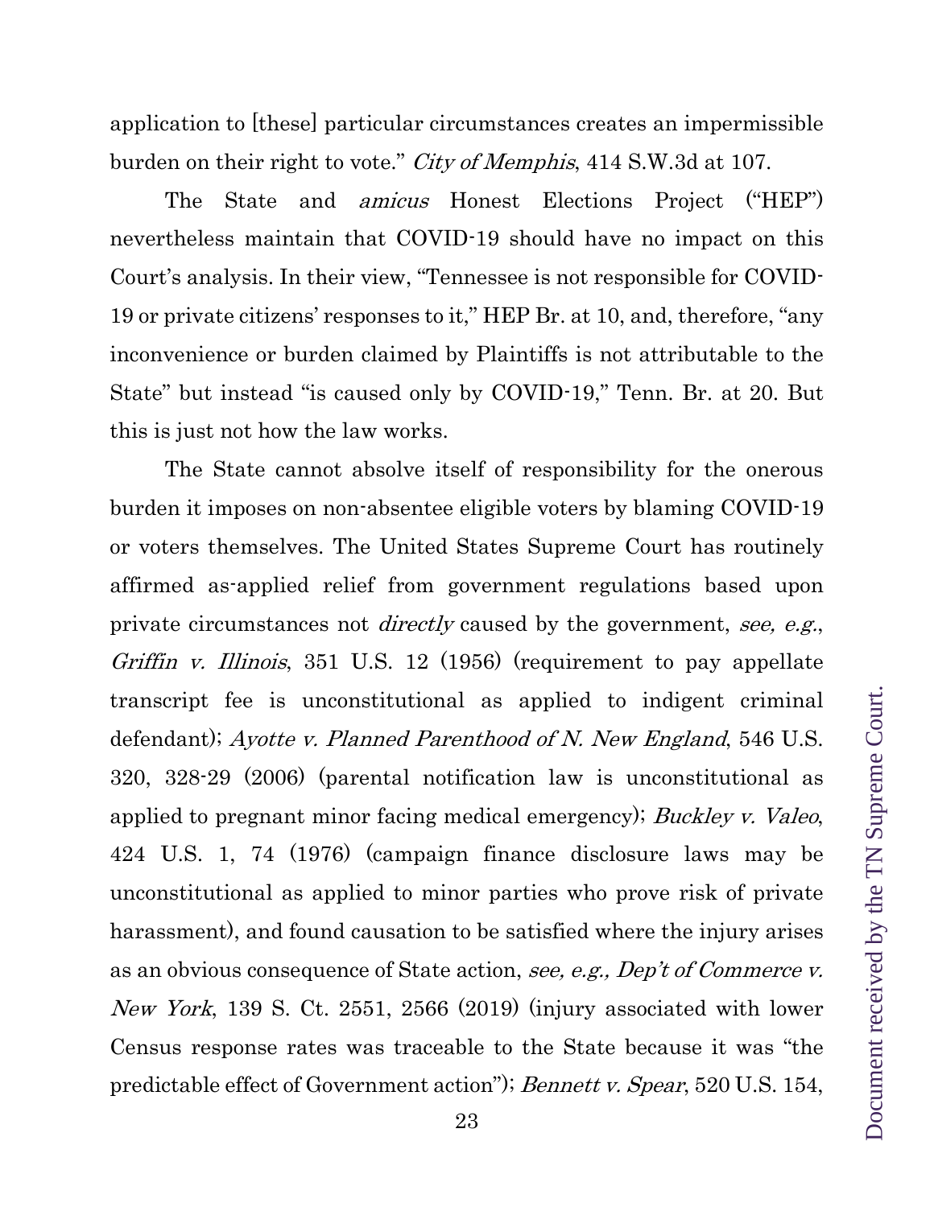application to [these] particular circumstances creates an impermissible burden on their right to vote." *City of Memphis*, 414 S.W.3d at 107.

The State and *amicus* Honest Elections Project ("HEP") nevertheless maintain that COVID-19 should have no impact on this Court's analysis. In their view, "Tennessee is not responsible for COVID-19 or private citizens' responses to it," HEP Br. at 10, and, therefore, "any inconvenience or burden claimed by Plaintiffs is not attributable to the State" but instead "is caused only by COVID-19," Tenn. Br. at 20. But this is just not how the law works.

The State cannot absolve itself of responsibility for the onerous burden it imposes on non-absentee eligible voters by blaming COVID-19 or voters themselves. The United States Supreme Court has routinely affirmed as-applied relief from government regulations based upon private circumstances not *directly* caused by the government, *see, e.g.*, *Griffin v. Illinois*, 351 U.S. 12 (1956) (requirement to pay appellate transcript fee is unconstitutional as applied to indigent criminal defendant); *Ayotte v. Planned Parenthood of N. New England*, 546 U.S. 320, 328-29 (2006) (parental notification law is unconstitutional as applied to pregnant minor facing medical emergency); *Buckley v. Valeo*, 424 U.S. 1, 74 (1976) (campaign finance disclosure laws may be unconstitutional as applied to minor parties who prove risk of private harassment), and found causation to be satisfied where the injury arises as an obvious consequence of State action, *see, e.g., Dep't of Commerce v. New York*, 139 S. Ct. 2551, 2566 (2019) (injury associated with lower Census response rates was traceable to the State because it was "the predictable effect of Government action"); *Bennett v. Spear*, 520 U.S. 154,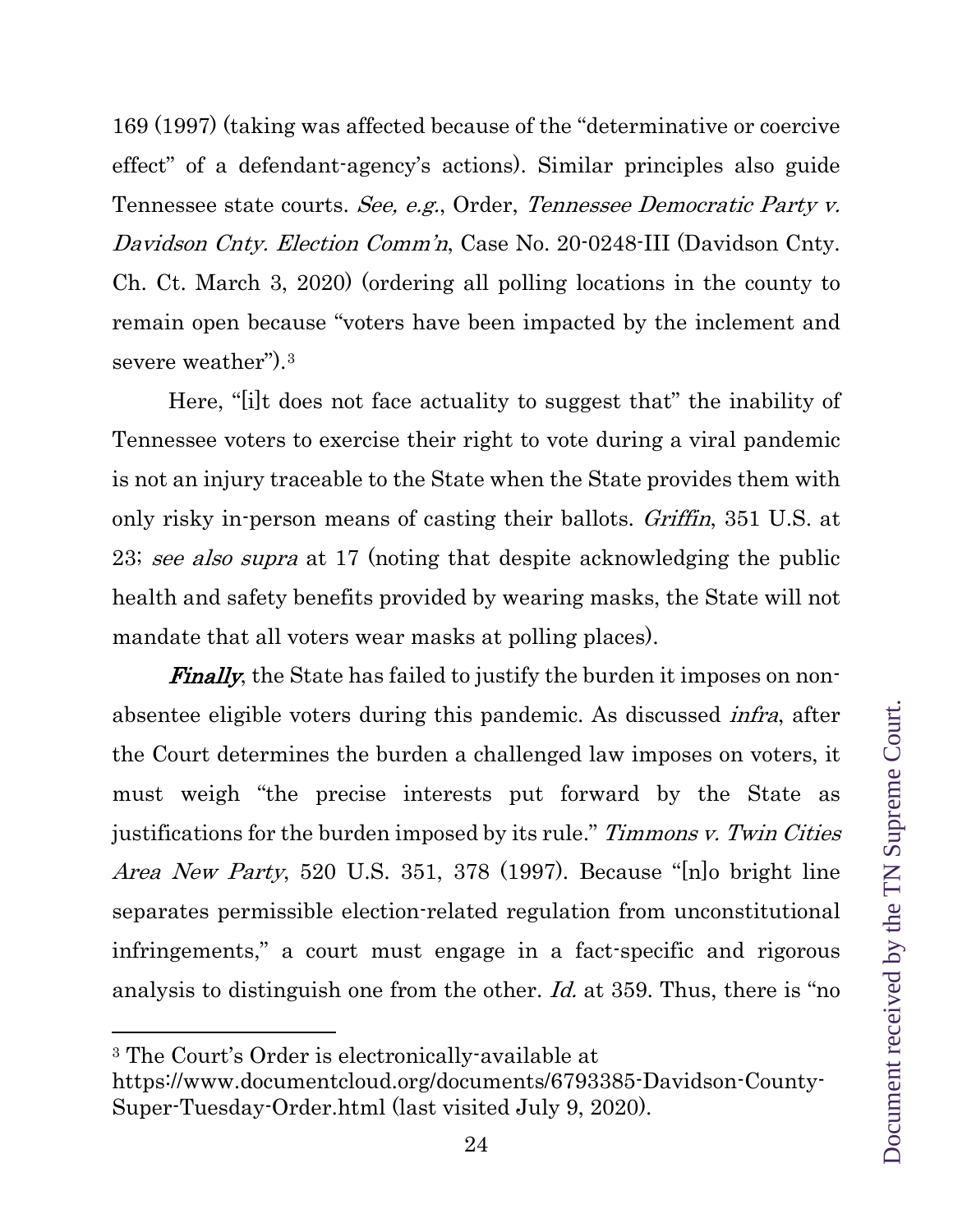169 (1997) (taking was affected because of the "determinative or coercive effect" of a defendant-agency's actions). Similar principles also guide Tennessee state courts. *See, e.g.*, Order, *Tennessee Democratic Party v. Davidson Cnty. Election Comm'n*, Case No. 20-0248-III (Davidson Cnty. Ch. Ct. March 3, 2020) (ordering all polling locations in the county to remain open because "voters have been impacted by the inclement and severe weather").[3]

Here, "[i]t does not face actuality to suggest that" the inability of Tennessee voters to exercise their right to vote during a viral pandemic is not an injury traceable to the State when the State provides them with only risky in-person means of casting their ballots. *Griffin*, 351 U.S. at 23; *see also supra* at 17 (noting that despite acknowledging the public health and safety benefits provided by wearing masks, the State will not mandate that all voters wear masks at polling places).

***Finally***, the State has failed to justify the burden it imposes on non-absentee eligible voters during this pandemic. As discussed *infra*, after the Court determines the burden a challenged law imposes on voters, it must weigh "the precise interests put forward by the State as justifications for the burden imposed by its rule." *Timmons v. Twin Cities Area New Party*, 520 U.S. 351, 378 (1997). Because "[n]o bright line separates permissible election-related regulation from unconstitutional infringements," a court must engage in a fact-specific and rigorous analysis to distinguish one from the other. *Id.* at 359. Thus, there is "no

---

[3] The Court's Order is electronically-available at https://www.documentcloud.org/documents/6793385-Davidson-County-Super-Tuesday-Order.html (last visited July 9, 2020).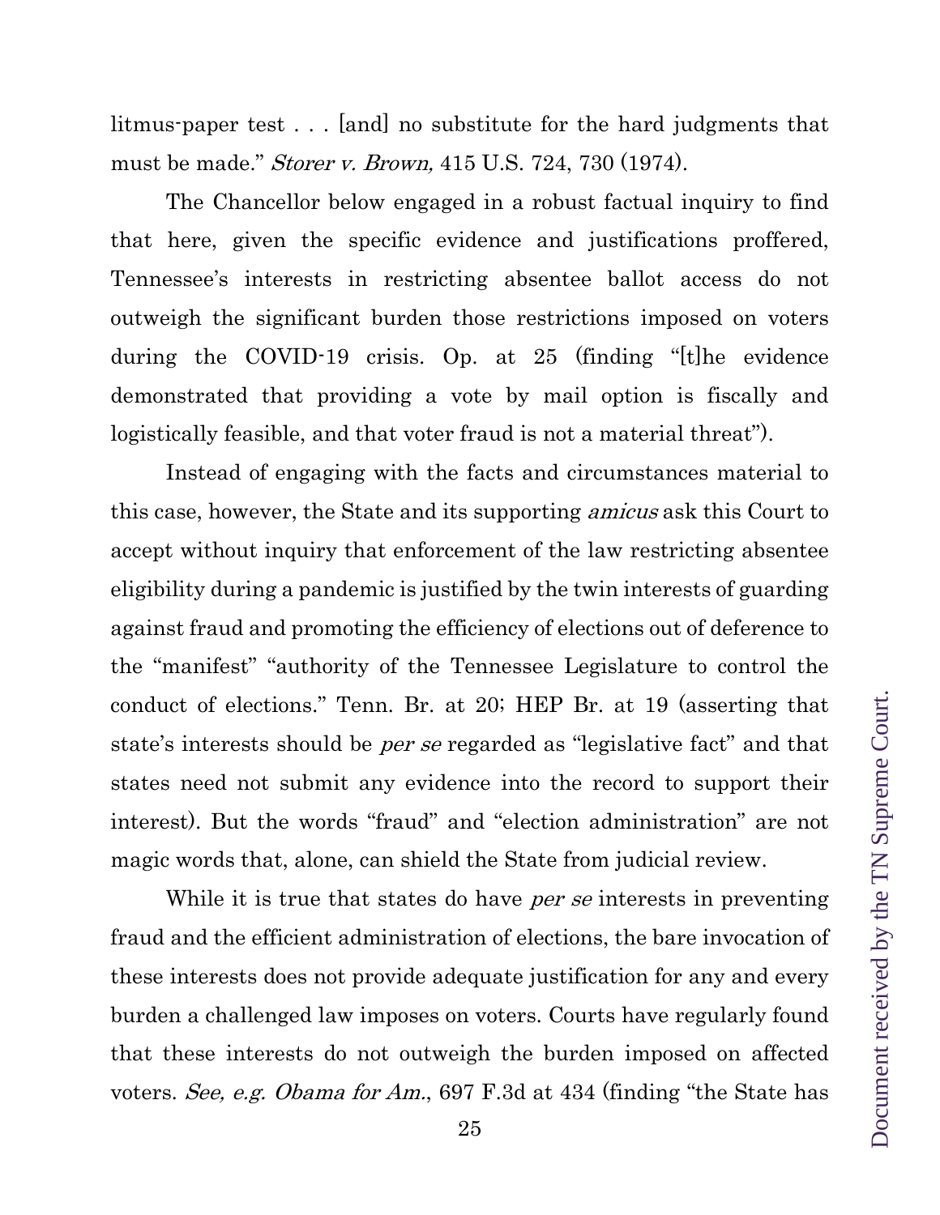litmus-paper test . . . [and] no substitute for the hard judgments that must be made." *Storer v. Brown,* 415 U.S. 724, 730 (1974).

The Chancellor below engaged in a robust factual inquiry to find that here, given the specific evidence and justifications proffered, Tennessee's interests in restricting absentee ballot access do not outweigh the significant burden those restrictions imposed on voters during the COVID-19 crisis. Op. at 25 (finding "[t]he evidence demonstrated that providing a vote by mail option is fiscally and logistically feasible, and that voter fraud is not a material threat").

Instead of engaging with the facts and circumstances material to this case, however, the State and its supporting *amicus* ask this Court to accept without inquiry that enforcement of the law restricting absentee eligibility during a pandemic is justified by the twin interests of guarding against fraud and promoting the efficiency of elections out of deference to the "manifest" "authority of the Tennessee Legislature to control the conduct of elections." Tenn. Br. at 20; HEP Br. at 19 (asserting that state's interests should be *per se* regarded as "legislative fact" and that states need not submit any evidence into the record to support their interest). But the words "fraud" and "election administration" are not magic words that, alone, can shield the State from judicial review.

While it is true that states do have *per se* interests in preventing fraud and the efficient administration of elections, the bare invocation of these interests does not provide adequate justification for any and every burden a challenged law imposes on voters. Courts have regularly found that these interests do not outweigh the burden imposed on affected voters. *See, e.g. Obama for Am.*, 697 F.3d at 434 (finding "the State has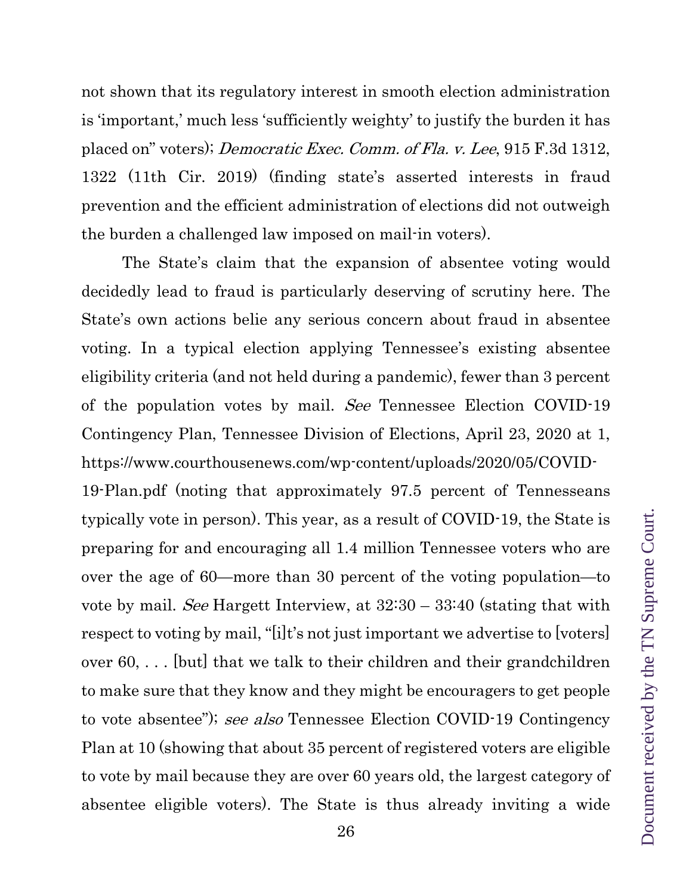not shown that its regulatory interest in smooth election administration is 'important,' much less 'sufficiently weighty' to justify the burden it has placed on" voters); *Democratic Exec. Comm. of Fla. v. Lee*, 915 F.3d 1312, 1322 (11th Cir. 2019) (finding state's asserted interests in fraud prevention and the efficient administration of elections did not outweigh the burden a challenged law imposed on mail-in voters).

The State's claim that the expansion of absentee voting would decidedly lead to fraud is particularly deserving of scrutiny here. The State's own actions belie any serious concern about fraud in absentee voting. In a typical election applying Tennessee's existing absentee eligibility criteria (and not held during a pandemic), fewer than 3 percent of the population votes by mail. *See* Tennessee Election COVID-19 Contingency Plan, Tennessee Division of Elections, April 23, 2020 at 1, https://www.courthousenews.com/wp-content/uploads/2020/05/COVID-19-Plan.pdf (noting that approximately 97.5 percent of Tennesseans typically vote in person). This year, as a result of COVID-19, the State is preparing for and encouraging all 1.4 million Tennessee voters who are over the age of 60—more than 30 percent of the voting population—to vote by mail. *See* Hargett Interview, at 32:30 – 33:40 (stating that with respect to voting by mail, "[i]t's not just important we advertise to [voters] over 60, . . . [but] that we talk to their children and their grandchildren to make sure that they know and they might be encouragers to get people to vote absentee"); *see also* Tennessee Election COVID-19 Contingency Plan at 10 (showing that about 35 percent of registered voters are eligible to vote by mail because they are over 60 years old, the largest category of absentee eligible voters). The State is thus already inviting a wide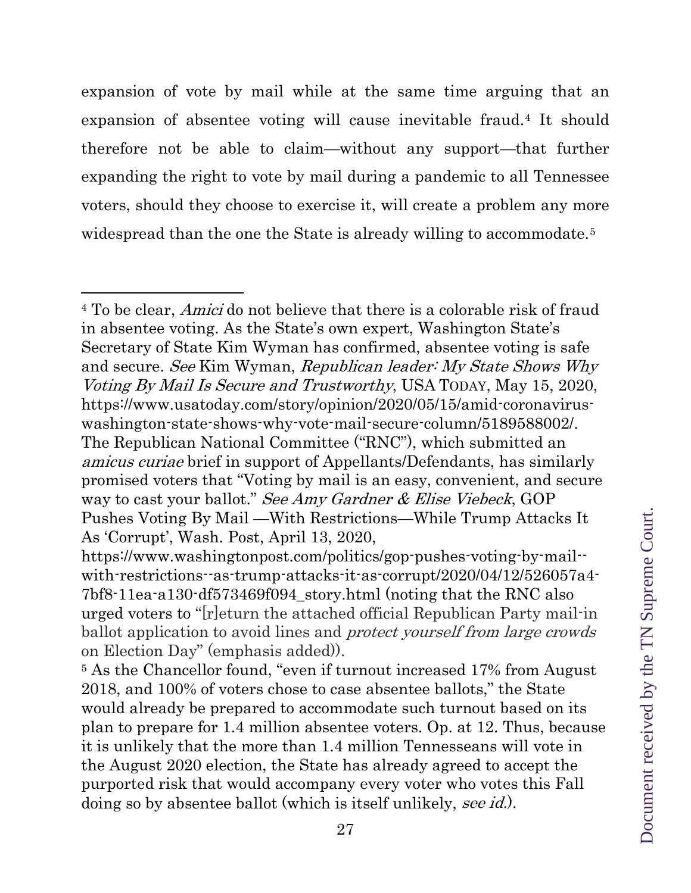expansion of vote by mail while at the same time arguing that an expansion of absentee voting will cause inevitable fraud.[4] It should therefore not be able to claim—without any support—that further expanding the right to vote by mail during a pandemic to all Tennessee voters, should they choose to exercise it, will create a problem any more widespread than the one the State is already willing to accommodate.[5]

---

[4] To be clear, *Amici* do not believe that there is a colorable risk of fraud in absentee voting. As the State's own expert, Washington State's Secretary of State Kim Wyman has confirmed, absentee voting is safe and secure. *See* Kim Wyman, *Republican leader: My State Shows Why Voting By Mail Is Secure and Trustworthy*, USA TODAY, May 15, 2020, https://www.usatoday.com/story/opinion/2020/05/15/amid-coronavirus-washington-state-shows-why-vote-mail-secure-column/5189588002/. The Republican National Committee ("RNC"), which submitted an *amicus curiae* brief in support of Appellants/Defendants, has similarly promised voters that "Voting by mail is an easy, convenient, and secure way to cast your ballot." *See Amy Gardner & Elise Viebeck*, GOP Pushes Voting By Mail —With Restrictions—While Trump Attacks It As 'Corrupt', Wash. Post, April 13, 2020, https://www.washingtonpost.com/politics/gop-pushes-voting-by-mail--with-restrictions--as-trump-attacks-it-as-corrupt/2020/04/12/526057a4-7bf8-11ea-a130-df573469f094_story.html (noting that the RNC also urged voters to "[r]eturn the attached official Republican Party mail-in ballot application to avoid lines and *protect yourself from large crowds* on Election Day" (emphasis added)).

[5] As the Chancellor found, "even if turnout increased 17% from August 2018, and 100% of voters chose to case absentee ballots," the State would already be prepared to accommodate such turnout based on its plan to prepare for 1.4 million absentee voters. Op. at 12. Thus, because it is unlikely that the more than 1.4 million Tennesseans will vote in the August 2020 election, the State has already agreed to accept the purported risk that would accompany every voter who votes this Fall doing so by absentee ballot (which is itself unlikely, *see id.*).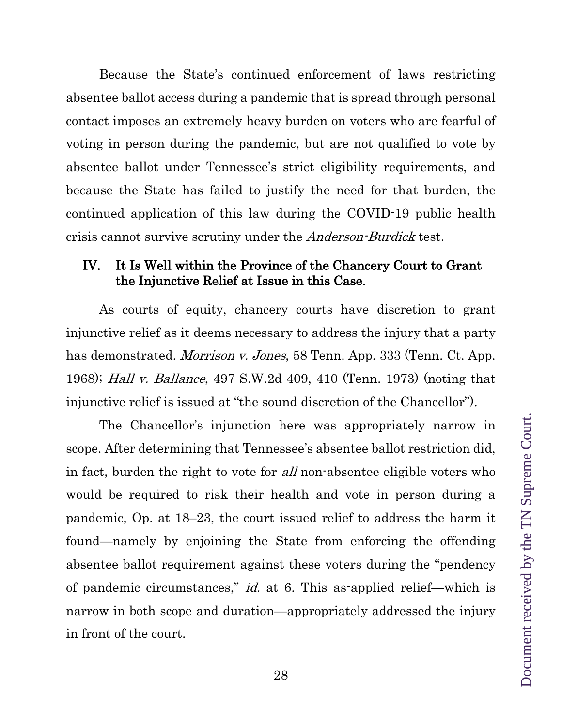Because the State's continued enforcement of laws restricting absentee ballot access during a pandemic that is spread through personal contact imposes an extremely heavy burden on voters who are fearful of voting in person during the pandemic, but are not qualified to vote by absentee ballot under Tennessee's strict eligibility requirements, and because the State has failed to justify the need for that burden, the continued application of this law during the COVID-19 public health crisis cannot survive scrutiny under the *Anderson-Burdick* test.

## IV. It Is Well within the Province of the Chancery Court to Grant the Injunctive Relief at Issue in this Case.

As courts of equity, chancery courts have discretion to grant injunctive relief as it deems necessary to address the injury that a party has demonstrated. *Morrison v. Jones*, 58 Tenn. App. 333 (Tenn. Ct. App. 1968); *Hall v. Ballance*, 497 S.W.2d 409, 410 (Tenn. 1973) (noting that injunctive relief is issued at "the sound discretion of the Chancellor").

The Chancellor's injunction here was appropriately narrow in scope. After determining that Tennessee's absentee ballot restriction did, in fact, burden the right to vote for *all* non-absentee eligible voters who would be required to risk their health and vote in person during a pandemic, Op. at 18–23, the court issued relief to address the harm it found—namely by enjoining the State from enforcing the offending absentee ballot requirement against these voters during the "pendency of pandemic circumstances," *id.* at 6. This as-applied relief—which is narrow in both scope and duration—appropriately addressed the injury in front of the court.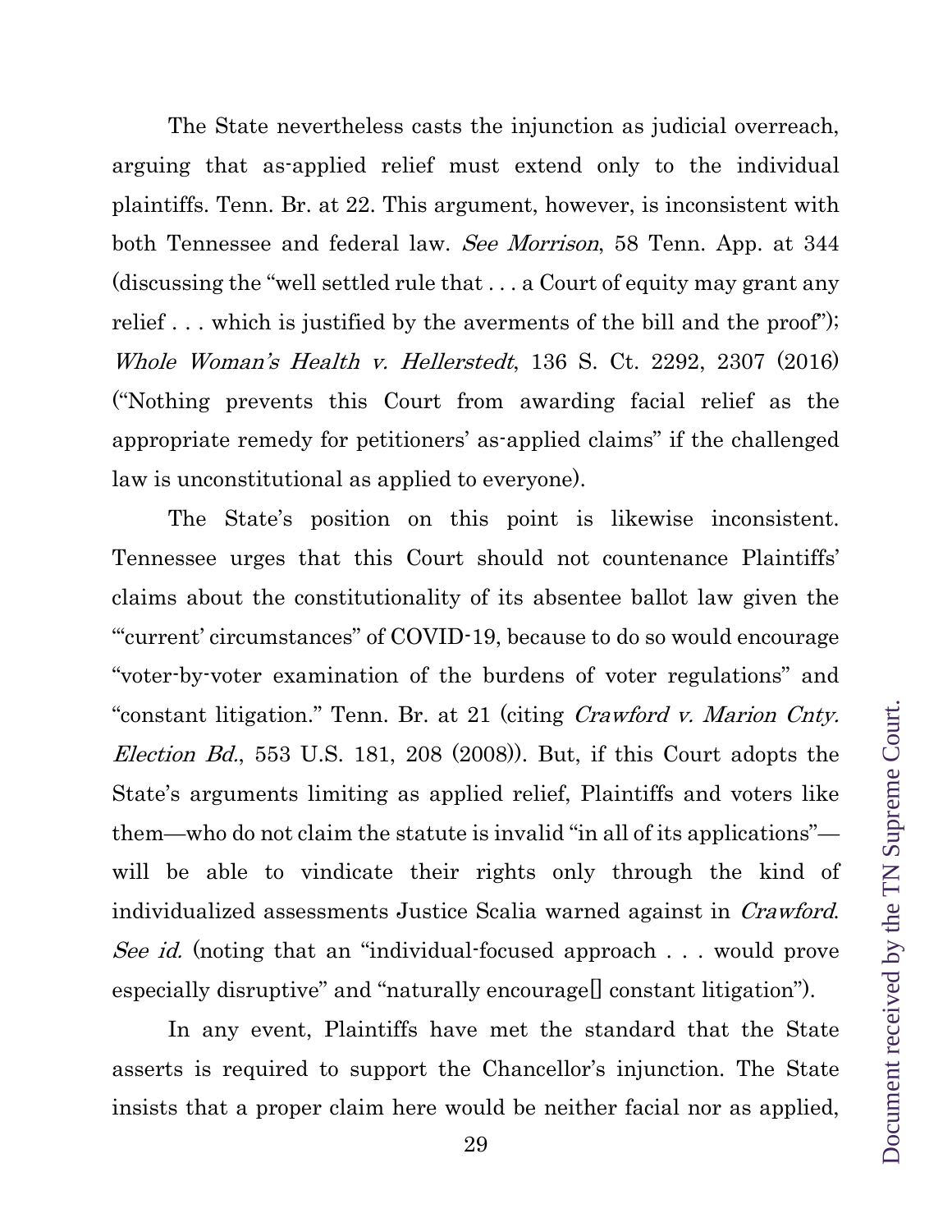The State nevertheless casts the injunction as judicial overreach, arguing that as-applied relief must extend only to the individual plaintiffs. Tenn. Br. at 22. This argument, however, is inconsistent with both Tennessee and federal law. *See Morrison*, 58 Tenn. App. at 344 (discussing the "well settled rule that . . . a Court of equity may grant any relief . . . which is justified by the averments of the bill and the proof"); *Whole Woman's Health v. Hellerstedt*, 136 S. Ct. 2292, 2307 (2016) ("Nothing prevents this Court from awarding facial relief as the appropriate remedy for petitioners' as-applied claims" if the challenged law is unconstitutional as applied to everyone).

The State's position on this point is likewise inconsistent. Tennessee urges that this Court should not countenance Plaintiffs' claims about the constitutionality of its absentee ballot law given the "'current' circumstances" of COVID-19, because to do so would encourage "voter-by-voter examination of the burdens of voter regulations" and "constant litigation." Tenn. Br. at 21 (citing *Crawford v. Marion Cnty. Election Bd.*, 553 U.S. 181, 208 (2008)). But, if this Court adopts the State's arguments limiting as applied relief, Plaintiffs and voters like them—who do not claim the statute is invalid "in all of its applications"—will be able to vindicate their rights only through the kind of individualized assessments Justice Scalia warned against in *Crawford*. *See id.* (noting that an "individual-focused approach . . . would prove especially disruptive" and "naturally encourage[] constant litigation").

In any event, Plaintiffs have met the standard that the State asserts is required to support the Chancellor's injunction. The State insists that a proper claim here would be neither facial nor as applied,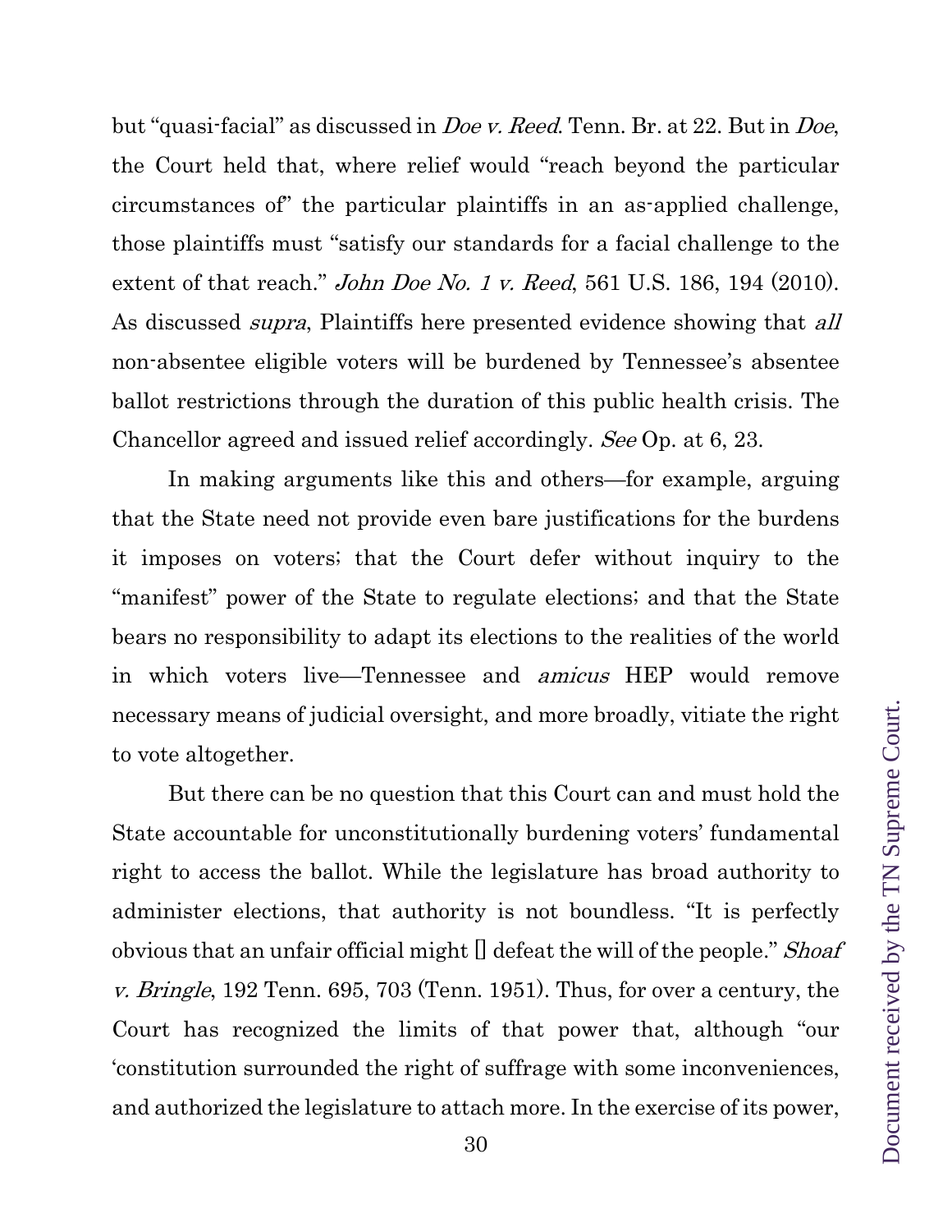but "quasi-facial" as discussed in *Doe v. Reed*. Tenn. Br. at 22. But in *Doe*, the Court held that, where relief would "reach beyond the particular circumstances of" the particular plaintiffs in an as-applied challenge, those plaintiffs must "satisfy our standards for a facial challenge to the extent of that reach." *John Doe No. 1 v. Reed*, 561 U.S. 186, 194 (2010). As discussed *supra*, Plaintiffs here presented evidence showing that *all* non-absentee eligible voters will be burdened by Tennessee's absentee ballot restrictions through the duration of this public health crisis. The Chancellor agreed and issued relief accordingly. *See* Op. at 6, 23.

In making arguments like this and others—for example, arguing that the State need not provide even bare justifications for the burdens it imposes on voters; that the Court defer without inquiry to the "manifest" power of the State to regulate elections; and that the State bears no responsibility to adapt its elections to the realities of the world in which voters live—Tennessee and *amicus* HEP would remove necessary means of judicial oversight, and more broadly, vitiate the right to vote altogether.

But there can be no question that this Court can and must hold the State accountable for unconstitutionally burdening voters' fundamental right to access the ballot. While the legislature has broad authority to administer elections, that authority is not boundless. "It is perfectly obvious that an unfair official might [] defeat the will of the people." *Shoaf v. Bringle*, 192 Tenn. 695, 703 (Tenn. 1951). Thus, for over a century, the Court has recognized the limits of that power that, although "our 'constitution surrounded the right of suffrage with some inconveniences, and authorized the legislature to attach more. In the exercise of its power,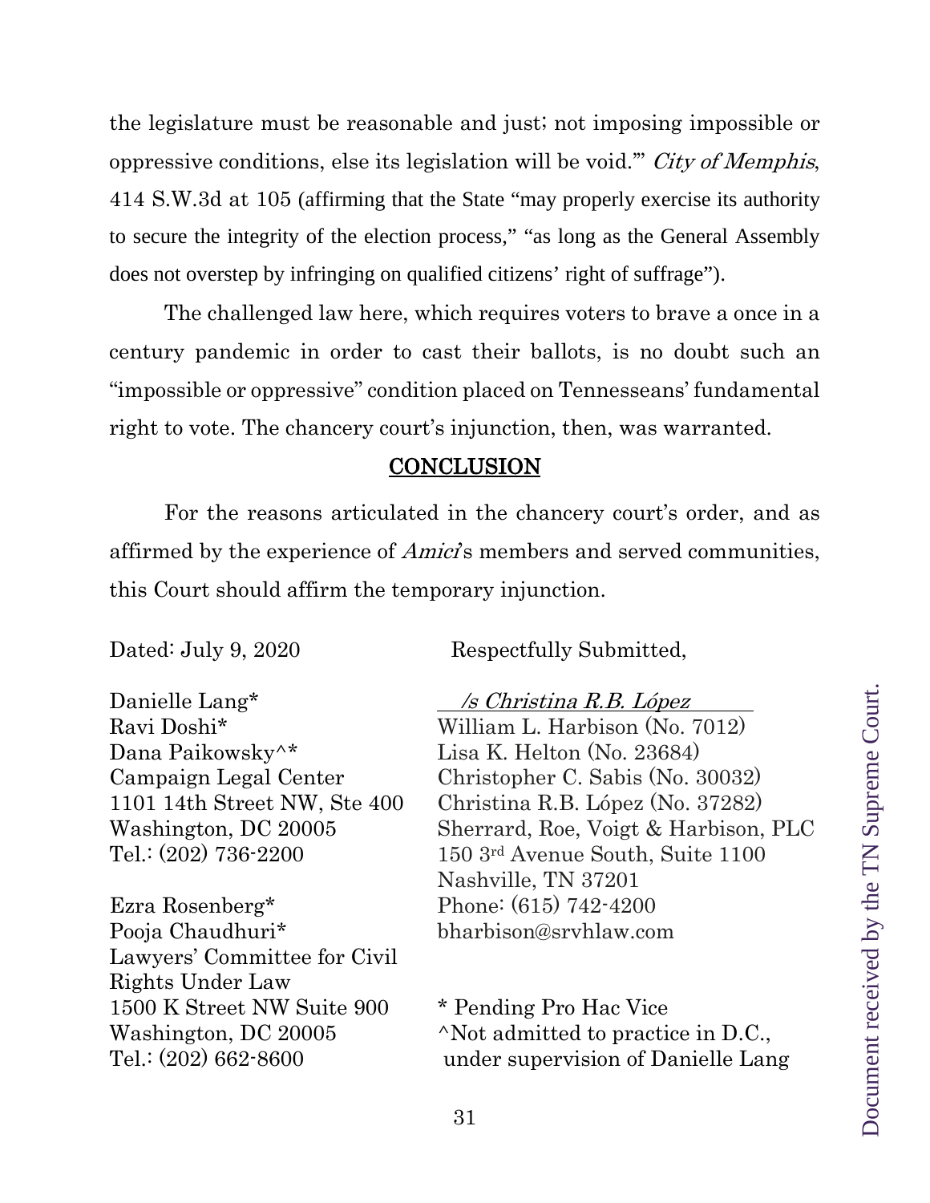the legislature must be reasonable and just; not imposing impossible or oppressive conditions, else its legislation will be void.'" *City of Memphis*, 414 S.W.3d at 105 (affirming that the State "may properly exercise its authority to secure the integrity of the election process," "as long as the General Assembly does not overstep by infringing on qualified citizens' right of suffrage").

The challenged law here, which requires voters to brave a once in a century pandemic in order to cast their ballots, is no doubt such an "impossible or oppressive" condition placed on Tennesseans' fundamental right to vote. The chancery court's injunction, then, was warranted.

## CONCLUSION

For the reasons articulated in the chancery court's order, and as affirmed by the experience of *Amici*'s members and served communities, this Court should affirm the temporary injunction.

Dated: July 9, 2020

Respectfully Submitted,

*/s Christina R.B. López*
William L. Harbison (No. 7012)
Lisa K. Helton (No. 23684)
Christopher C. Sabis (No. 30032)
Christina R.B. López (No. 37282)
Sherrard, Roe, Voigt & Harbison, PLC
150 3rd Avenue South, Suite 1100
Nashville, TN 37201
Phone: (615) 742-4200
bharbison@srvhlaw.com

Danielle Lang*
Ravi Doshi*
Dana Paikowsky^*
Campaign Legal Center
1101 14th Street NW, Ste 400
Washington, DC 20005
Tel.: (202) 736-2200

Ezra Rosenberg*
Pooja Chaudhuri*
Lawyers' Committee for Civil Rights Under Law
1500 K Street NW Suite 900
Washington, DC 20005
Tel.: (202) 662-8600

* Pending Pro Hac Vice
^Not admitted to practice in D.C., under supervision of Danielle Lang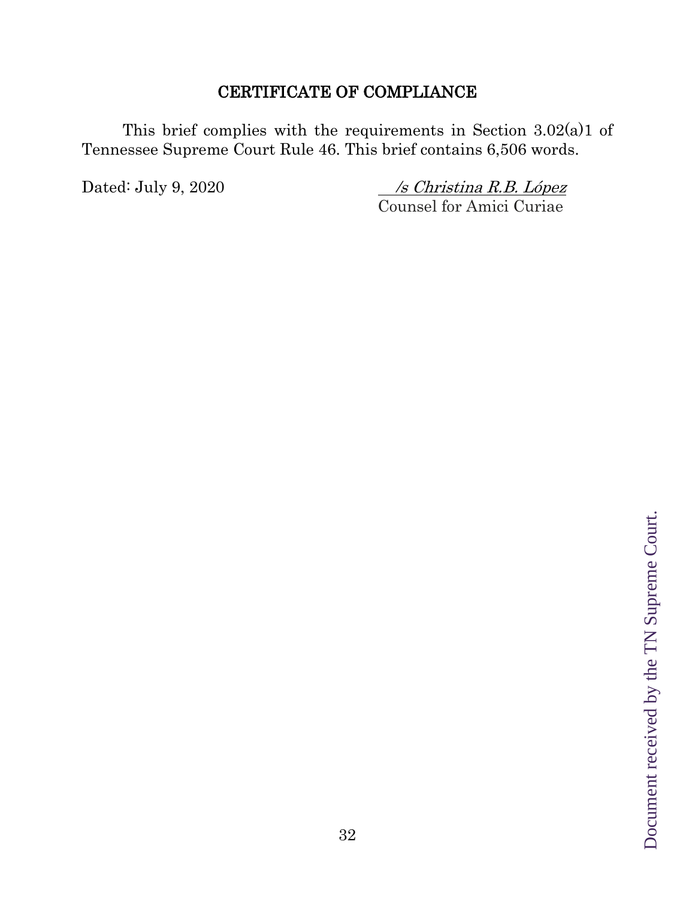## CERTIFICATE OF COMPLIANCE

This brief complies with the requirements in Section 3.02(a)1 of Tennessee Supreme Court Rule 46. This brief contains 6,506 words.

Dated: July 9, 2020

*/s Christina R.B. López*
Counsel for Amici Curiae

Document received by the TN Supreme Court.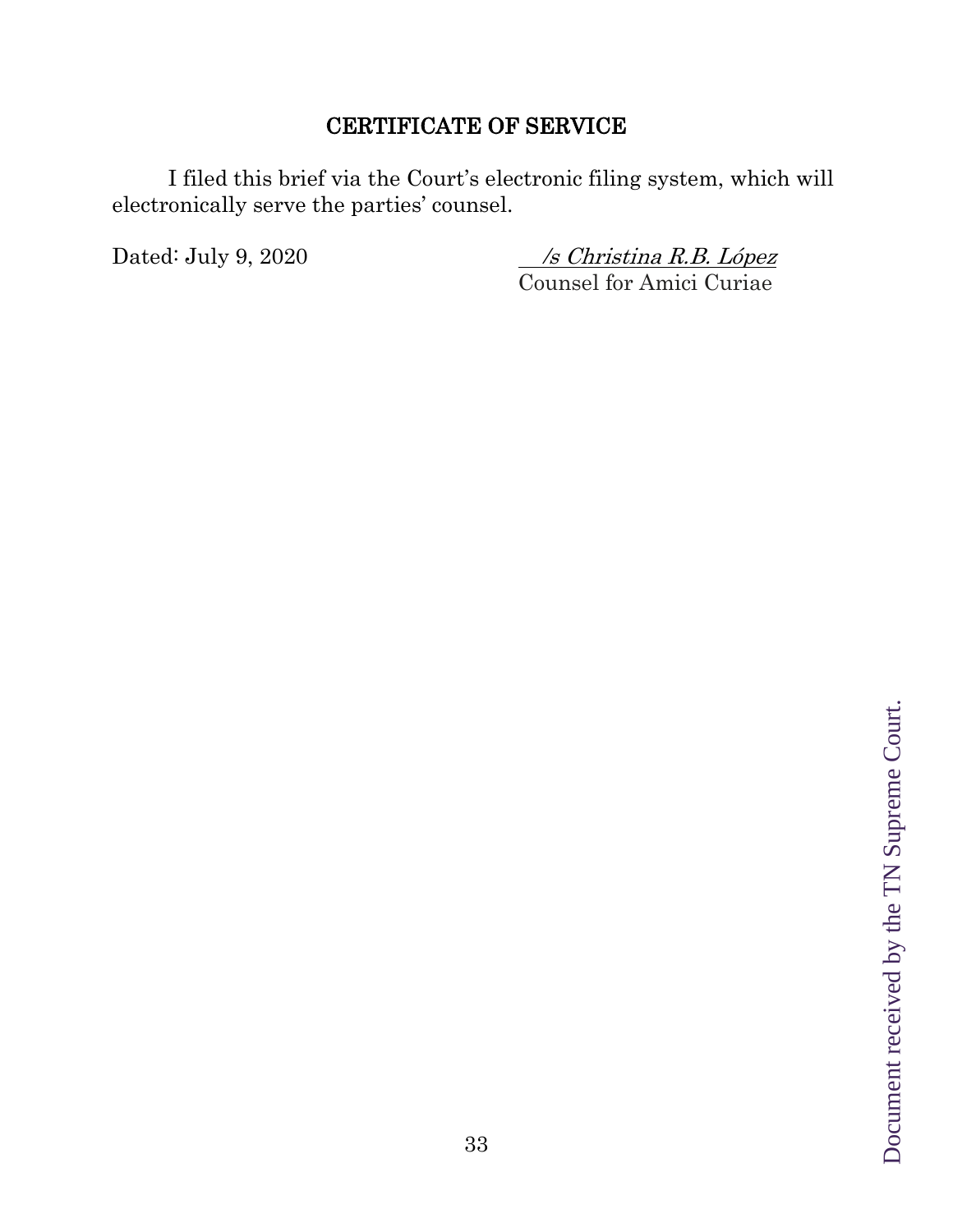## CERTIFICATE OF SERVICE

I filed this brief via the Court's electronic filing system, which will electronically serve the parties' counsel.

Dated: July 9, 2020

*/s Christina R.B. López*
Counsel for Amici Curiae